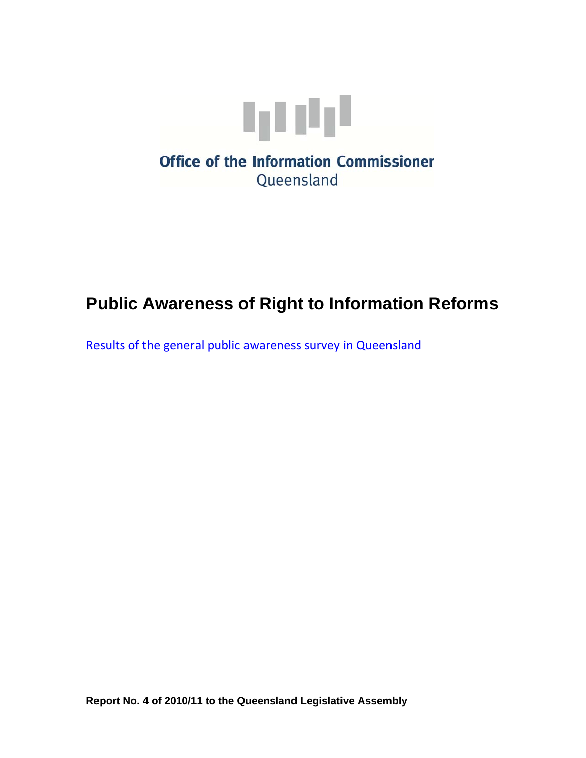Office of the Information Commissioner
Queensland

# Public Awareness of Right to Information Reforms

Results of the general public awareness survey in Queensland

**Report No. 4 of 2010/11 to the Queensland Legislative Assembly**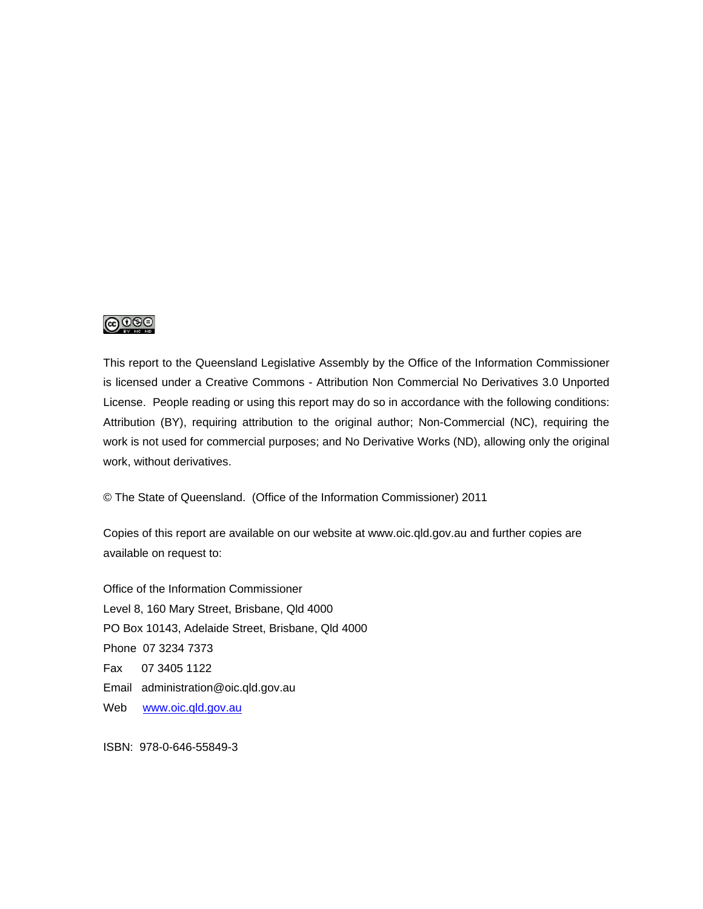This report to the Queensland Legislative Assembly by the Office of the Information Commissioner is licensed under a Creative Commons - Attribution Non Commercial No Derivatives 3.0 Unported License. People reading or using this report may do so in accordance with the following conditions: Attribution (BY), requiring attribution to the original author; Non-Commercial (NC), requiring the work is not used for commercial purposes; and No Derivative Works (ND), allowing only the original work, without derivatives.

© The State of Queensland. (Office of the Information Commissioner) 2011

Copies of this report are available on our website at www.oic.qld.gov.au and further copies are available on request to:

Office of the Information Commissioner
Level 8, 160 Mary Street, Brisbane, Qld 4000
PO Box 10143, Adelaide Street, Brisbane, Qld 4000
Phone 07 3234 7373
Fax 07 3405 1122
Email administration@oic.qld.gov.au
Web www.oic.qld.gov.au

ISBN: 978-0-646-55849-3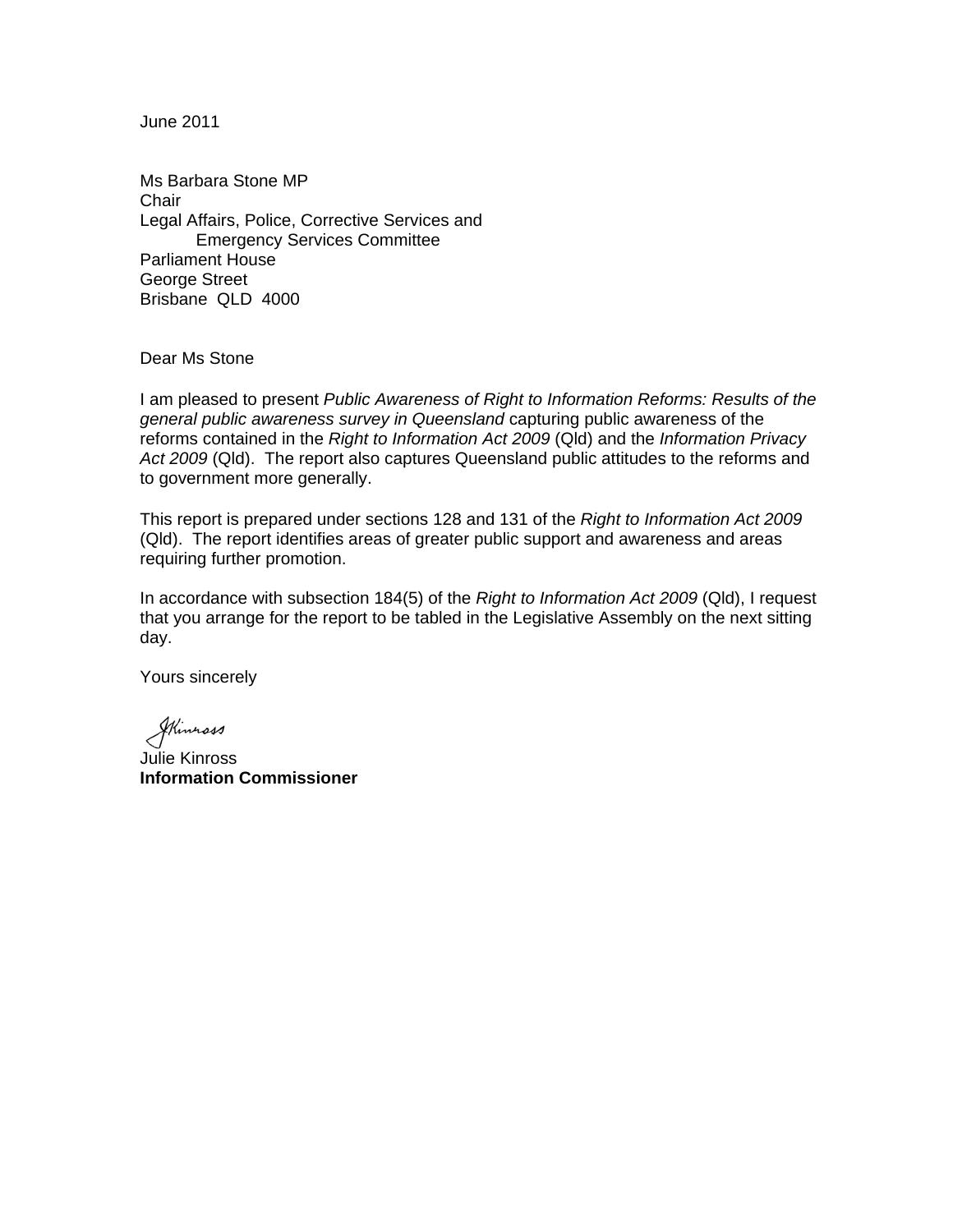June 2011

Ms Barbara Stone MP
Chair
Legal Affairs, Police, Corrective Services and
Emergency Services Committee
Parliament House
George Street
Brisbane QLD 4000

Dear Ms Stone

I am pleased to present *Public Awareness of Right to Information Reforms: Results of the general public awareness survey in Queensland* capturing public awareness of the reforms contained in the *Right to Information Act 2009* (Qld) and the *Information Privacy Act 2009* (Qld). The report also captures Queensland public attitudes to the reforms and to government more generally.

This report is prepared under sections 128 and 131 of the *Right to Information Act 2009* (Qld). The report identifies areas of greater public support and awareness and areas requiring further promotion.

In accordance with subsection 184(5) of the *Right to Information Act 2009* (Qld), I request that you arrange for the report to be tabled in the Legislative Assembly on the next sitting day.

Yours sincerely

Julie Kinross
**Information Commissioner**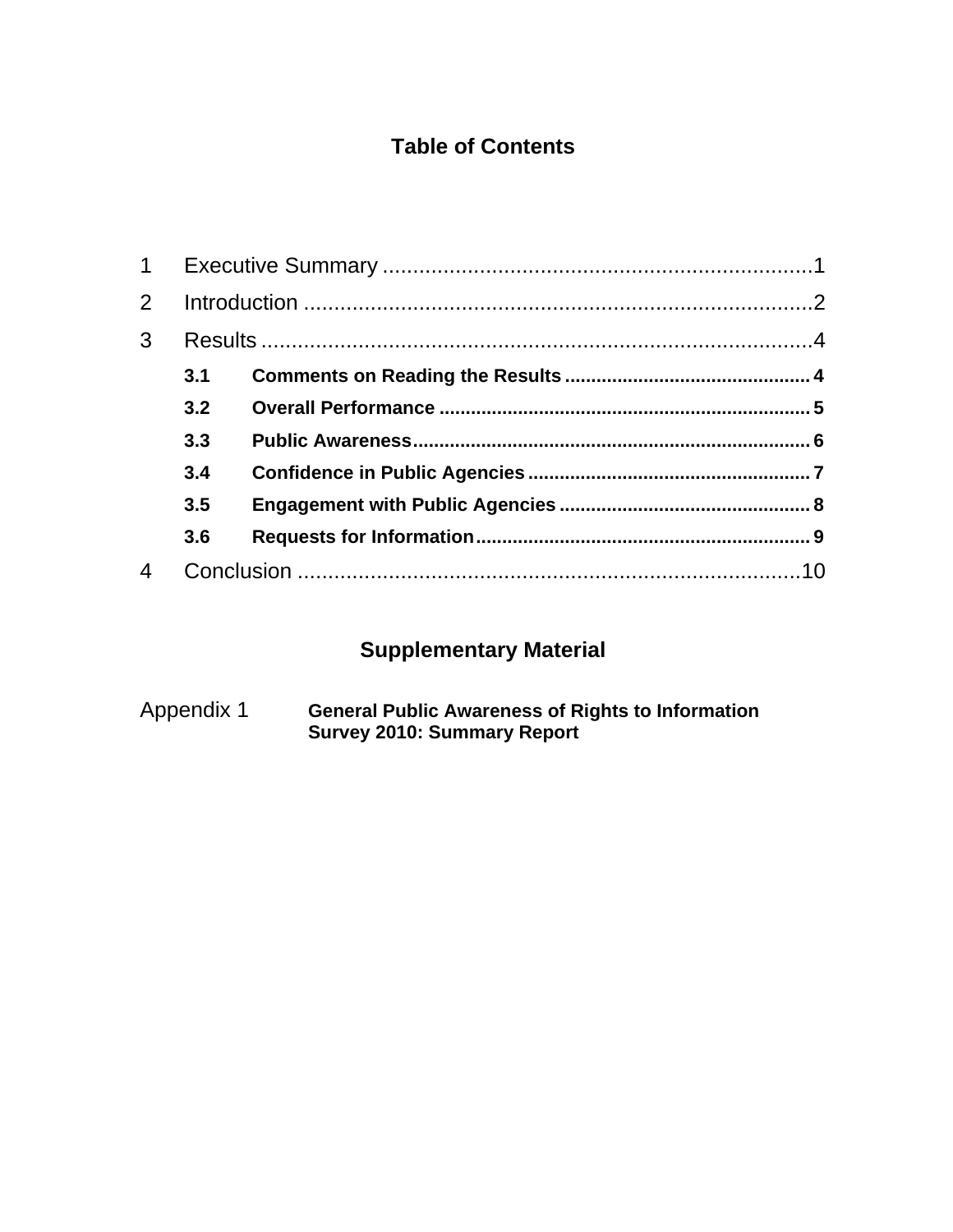# Table of Contents

1 Executive Summary ........................................................................1

2 Introduction ....................................................................................2

3 Results ............................................................................................4

- **3.1 Comments on Reading the Results** ............................................... 4
- **3.2 Overall Performance** ...................................................................... 5
- **3.3 Public Awareness** ........................................................................... 6
- **3.4 Confidence in Public Agencies** ...................................................... 7
- **3.5 Engagement with Public Agencies** ................................................ 8
- **3.6 Requests for Information** ............................................................... 9

4 Conclusion ....................................................................................10

## Supplementary Material

Appendix 1 **General Public Awareness of Rights to Information Survey 2010: Summary Report**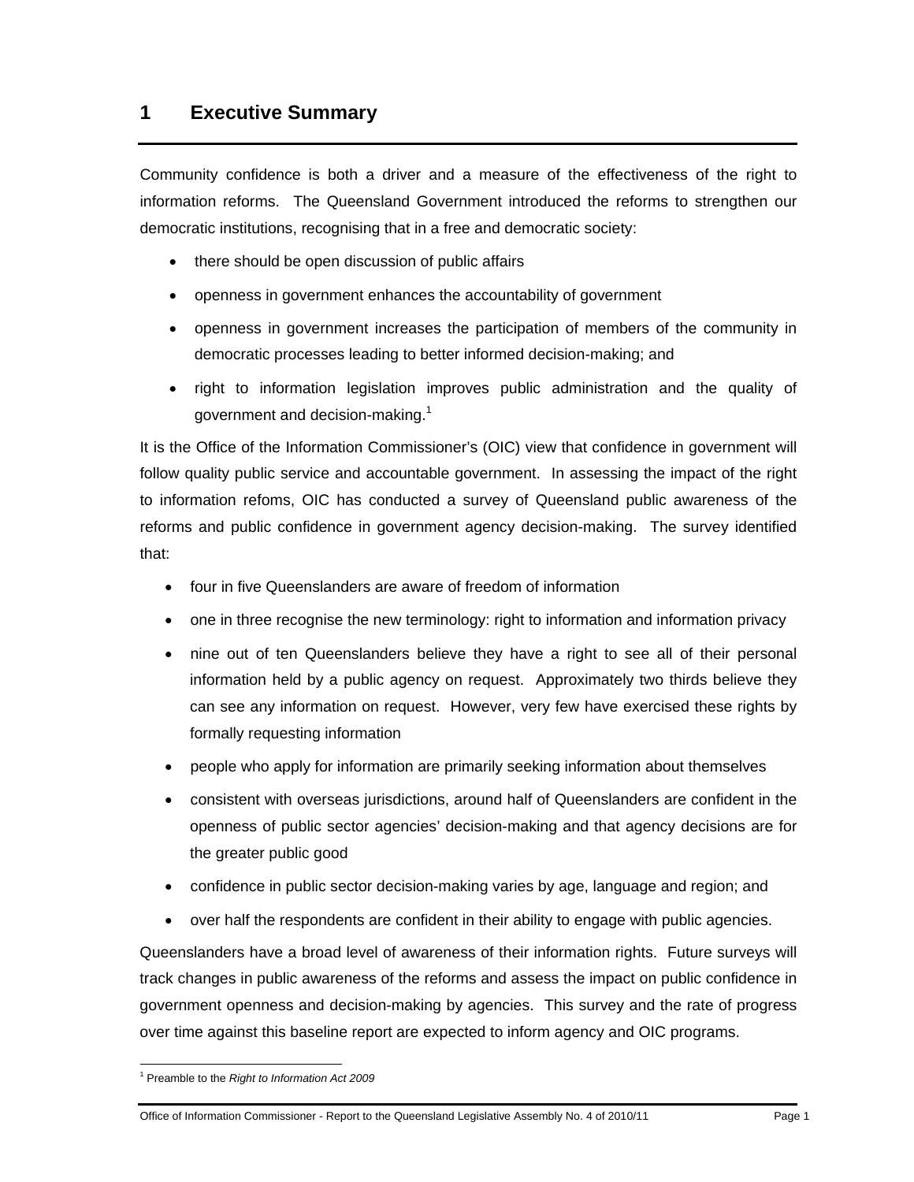# 1 Executive Summary

Community confidence is both a driver and a measure of the effectiveness of the right to information reforms. The Queensland Government introduced the reforms to strengthen our democratic institutions, recognising that in a free and democratic society:

- there should be open discussion of public affairs
- openness in government enhances the accountability of government
- openness in government increases the participation of members of the community in democratic processes leading to better informed decision-making; and
- right to information legislation improves public administration and the quality of government and decision-making.[1]

It is the Office of the Information Commissioner's (OIC) view that confidence in government will follow quality public service and accountable government. In assessing the impact of the right to information refoms, OIC has conducted a survey of Queensland public awareness of the reforms and public confidence in government agency decision-making. The survey identified that:

- four in five Queenslanders are aware of freedom of information
- one in three recognise the new terminology: right to information and information privacy
- nine out of ten Queenslanders believe they have a right to see all of their personal information held by a public agency on request. Approximately two thirds believe they can see any information on request. However, very few have exercised these rights by formally requesting information
- people who apply for information are primarily seeking information about themselves
- consistent with overseas jurisdictions, around half of Queenslanders are confident in the openness of public sector agencies' decision-making and that agency decisions are for the greater public good
- confidence in public sector decision-making varies by age, language and region; and
- over half the respondents are confident in their ability to engage with public agencies.

Queenslanders have a broad level of awareness of their information rights. Future surveys will track changes in public awareness of the reforms and assess the impact on public confidence in government openness and decision-making by agencies. This survey and the rate of progress over time against this baseline report are expected to inform agency and OIC programs.

[1] Preamble to the *Right to Information Act 2009*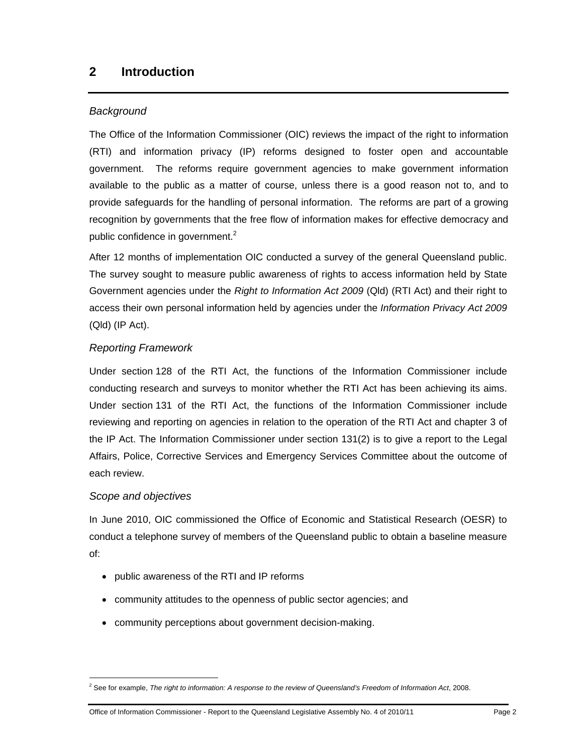## 2 Introduction

*Background*

The Office of the Information Commissioner (OIC) reviews the impact of the right to information (RTI) and information privacy (IP) reforms designed to foster open and accountable government. The reforms require government agencies to make government information available to the public as a matter of course, unless there is a good reason not to, and to provide safeguards for the handling of personal information. The reforms are part of a growing recognition by governments that the free flow of information makes for effective democracy and public confidence in government.[2]

After 12 months of implementation OIC conducted a survey of the general Queensland public. The survey sought to measure public awareness of rights to access information held by State Government agencies under the *Right to Information Act 2009* (Qld) (RTI Act) and their right to access their own personal information held by agencies under the *Information Privacy Act 2009* (Qld) (IP Act).

*Reporting Framework*

Under section 128 of the RTI Act, the functions of the Information Commissioner include conducting research and surveys to monitor whether the RTI Act has been achieving its aims. Under section 131 of the RTI Act, the functions of the Information Commissioner include reviewing and reporting on agencies in relation to the operation of the RTI Act and chapter 3 of the IP Act. The Information Commissioner under section 131(2) is to give a report to the Legal Affairs, Police, Corrective Services and Emergency Services Committee about the outcome of each review.

*Scope and objectives*

In June 2010, OIC commissioned the Office of Economic and Statistical Research (OESR) to conduct a telephone survey of members of the Queensland public to obtain a baseline measure of:

- public awareness of the RTI and IP reforms
- community attitudes to the openness of public sector agencies; and
- community perceptions about government decision-making.

[2] See for example, *The right to information: A response to the review of Queensland's Freedom of Information Act*, 2008.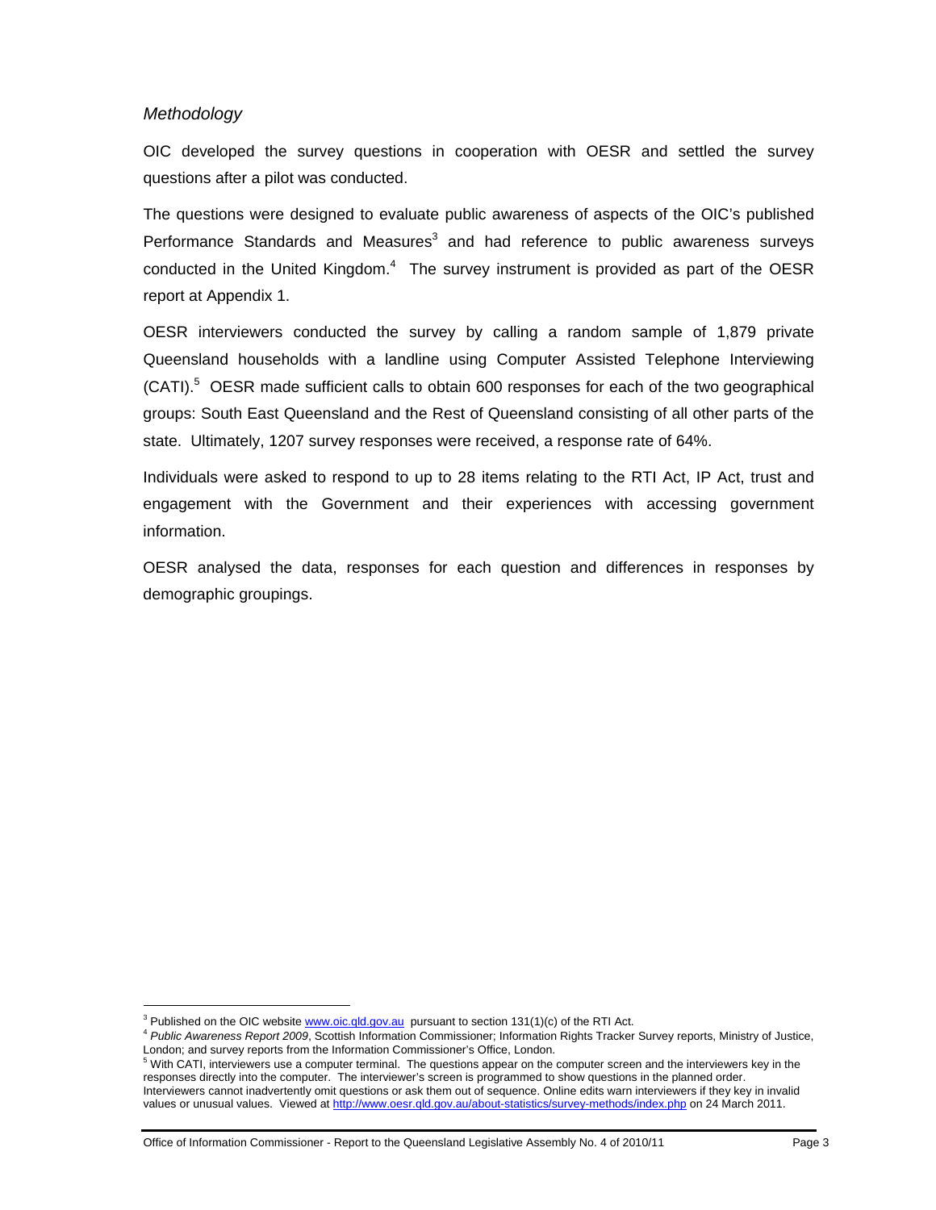*Methodology*

OIC developed the survey questions in cooperation with OESR and settled the survey questions after a pilot was conducted.

The questions were designed to evaluate public awareness of aspects of the OIC's published Performance Standards and Measures[3] and had reference to public awareness surveys conducted in the United Kingdom.[4] The survey instrument is provided as part of the OESR report at Appendix 1.

OESR interviewers conducted the survey by calling a random sample of 1,879 private Queensland households with a landline using Computer Assisted Telephone Interviewing (CATI).[5] OESR made sufficient calls to obtain 600 responses for each of the two geographical groups: South East Queensland and the Rest of Queensland consisting of all other parts of the state. Ultimately, 1207 survey responses were received, a response rate of 64%.

Individuals were asked to respond to up to 28 items relating to the RTI Act, IP Act, trust and engagement with the Government and their experiences with accessing government information.

OESR analysed the data, responses for each question and differences in responses by demographic groupings.

---

[3] Published on the OIC website www.oic.qld.gov.au pursuant to section 131(1)(c) of the RTI Act.

[4] *Public Awareness Report 2009*, Scottish Information Commissioner; Information Rights Tracker Survey reports, Ministry of Justice, London; and survey reports from the Information Commissioner's Office, London.

[5] With CATI, interviewers use a computer terminal. The questions appear on the computer screen and the interviewers key in the responses directly into the computer. The interviewer's screen is programmed to show questions in the planned order. Interviewers cannot inadvertently omit questions or ask them out of sequence. Online edits warn interviewers if they key in invalid values or unusual values. Viewed at http://www.oesr.qld.gov.au/about-statistics/survey-methods/index.php on 24 March 2011.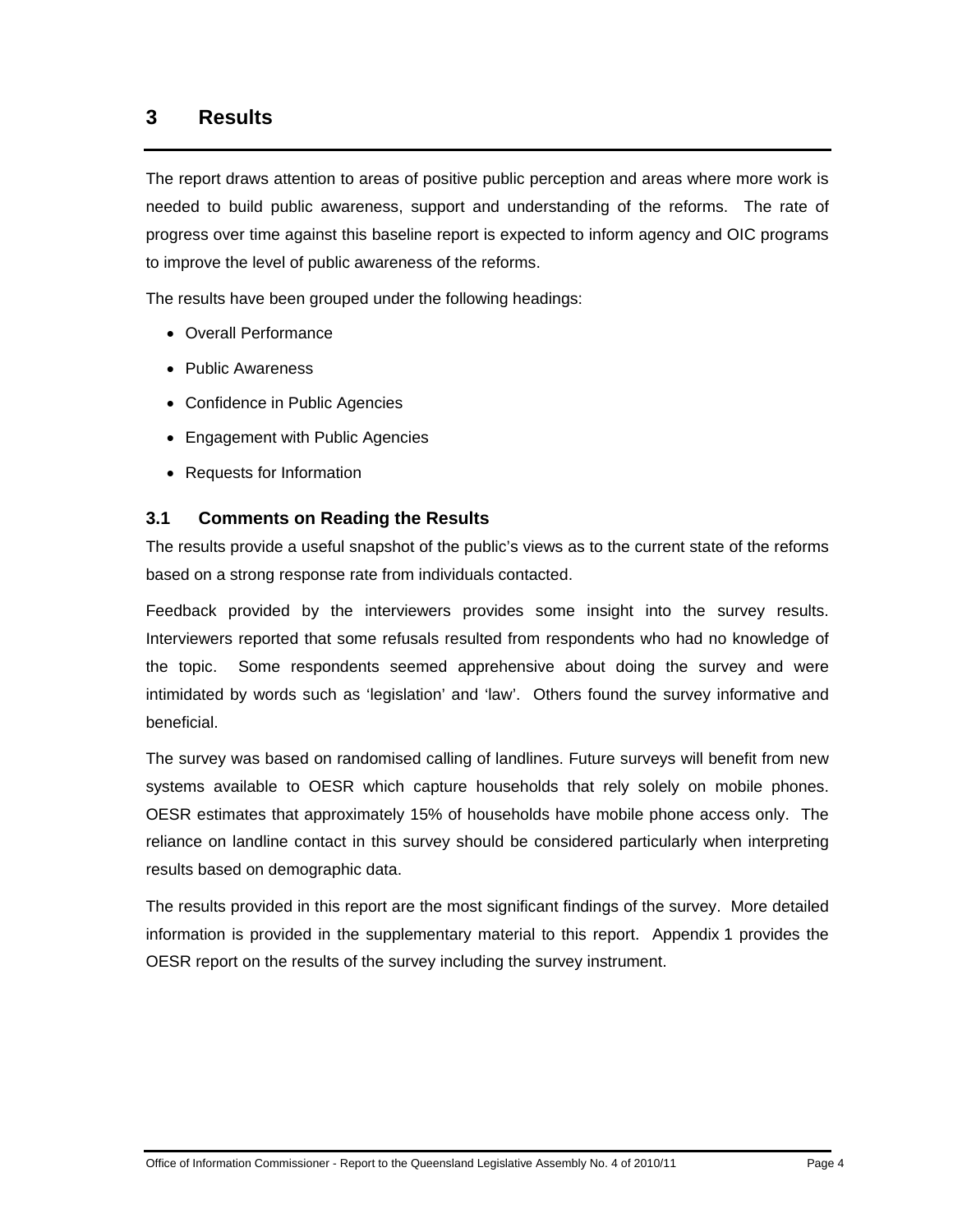# 3 Results

The report draws attention to areas of positive public perception and areas where more work is needed to build public awareness, support and understanding of the reforms. The rate of progress over time against this baseline report is expected to inform agency and OIC programs to improve the level of public awareness of the reforms.

The results have been grouped under the following headings:

- Overall Performance
- Public Awareness
- Confidence in Public Agencies
- Engagement with Public Agencies
- Requests for Information

## 3.1 Comments on Reading the Results

The results provide a useful snapshot of the public's views as to the current state of the reforms based on a strong response rate from individuals contacted.

Feedback provided by the interviewers provides some insight into the survey results. Interviewers reported that some refusals resulted from respondents who had no knowledge of the topic. Some respondents seemed apprehensive about doing the survey and were intimidated by words such as 'legislation' and 'law'. Others found the survey informative and beneficial.

The survey was based on randomised calling of landlines. Future surveys will benefit from new systems available to OESR which capture households that rely solely on mobile phones. OESR estimates that approximately 15% of households have mobile phone access only. The reliance on landline contact in this survey should be considered particularly when interpreting results based on demographic data.

The results provided in this report are the most significant findings of the survey. More detailed information is provided in the supplementary material to this report. Appendix 1 provides the OESR report on the results of the survey including the survey instrument.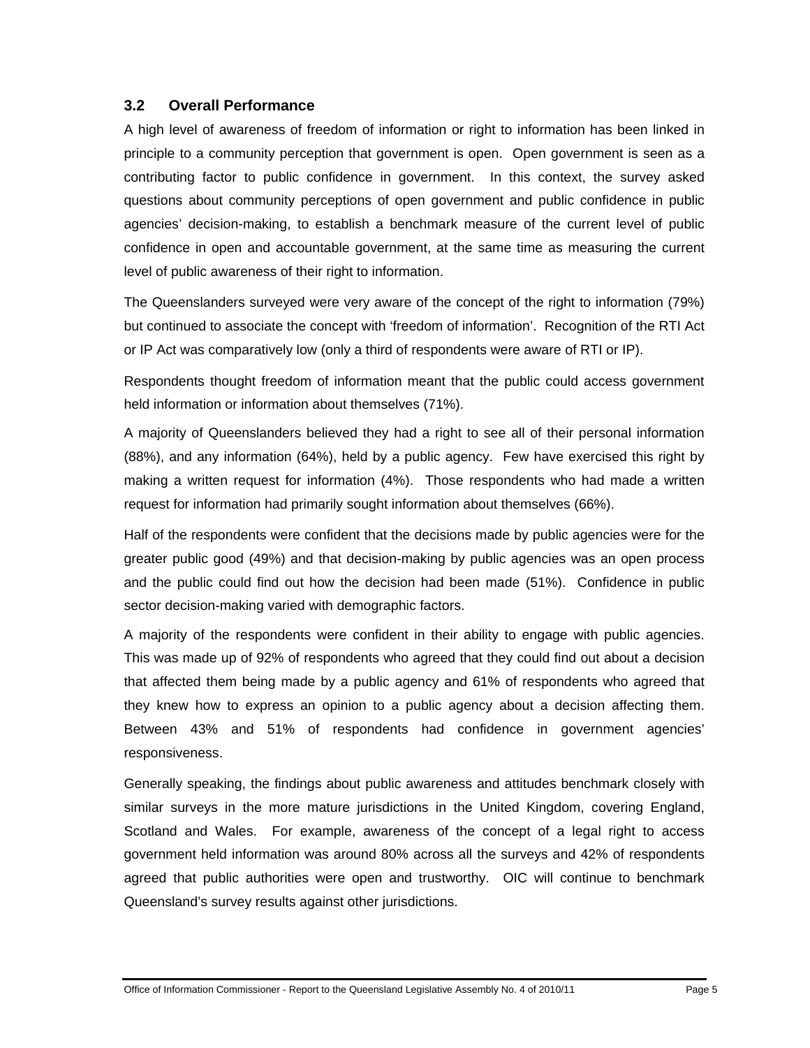### 3.2 Overall Performance

A high level of awareness of freedom of information or right to information has been linked in principle to a community perception that government is open. Open government is seen as a contributing factor to public confidence in government. In this context, the survey asked questions about community perceptions of open government and public confidence in public agencies' decision-making, to establish a benchmark measure of the current level of public confidence in open and accountable government, at the same time as measuring the current level of public awareness of their right to information.

The Queenslanders surveyed were very aware of the concept of the right to information (79%) but continued to associate the concept with 'freedom of information'. Recognition of the RTI Act or IP Act was comparatively low (only a third of respondents were aware of RTI or IP).

Respondents thought freedom of information meant that the public could access government held information or information about themselves (71%).

A majority of Queenslanders believed they had a right to see all of their personal information (88%), and any information (64%), held by a public agency. Few have exercised this right by making a written request for information (4%). Those respondents who had made a written request for information had primarily sought information about themselves (66%).

Half of the respondents were confident that the decisions made by public agencies were for the greater public good (49%) and that decision-making by public agencies was an open process and the public could find out how the decision had been made (51%). Confidence in public sector decision-making varied with demographic factors.

A majority of the respondents were confident in their ability to engage with public agencies. This was made up of 92% of respondents who agreed that they could find out about a decision that affected them being made by a public agency and 61% of respondents who agreed that they knew how to express an opinion to a public agency about a decision affecting them. Between 43% and 51% of respondents had confidence in government agencies' responsiveness.

Generally speaking, the findings about public awareness and attitudes benchmark closely with similar surveys in the more mature jurisdictions in the United Kingdom, covering England, Scotland and Wales. For example, awareness of the concept of a legal right to access government held information was around 80% across all the surveys and 42% of respondents agreed that public authorities were open and trustworthy. OIC will continue to benchmark Queensland's survey results against other jurisdictions.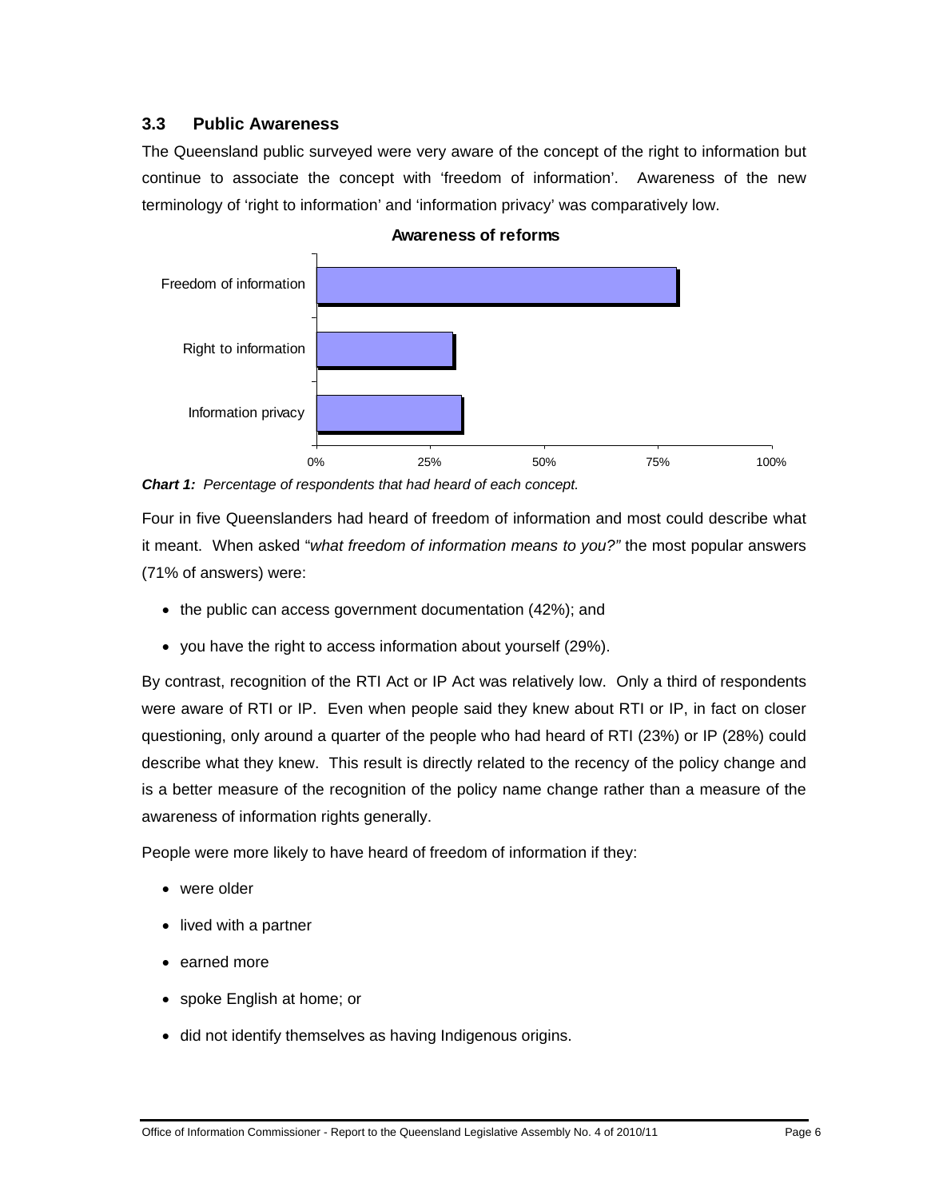### 3.3 Public Awareness

The Queensland public surveyed were very aware of the concept of the right to information but continue to associate the concept with 'freedom of information'. Awareness of the new terminology of 'right to information' and 'information privacy' was comparatively low.

**Awareness of reforms**

***Chart 1:*** *Percentage of respondents that had heard of each concept.*

Four in five Queenslanders had heard of freedom of information and most could describe what it meant. When asked "*what freedom of information means to you?"* the most popular answers (71% of answers) were:

- the public can access government documentation (42%); and
- you have the right to access information about yourself (29%).

By contrast, recognition of the RTI Act or IP Act was relatively low. Only a third of respondents were aware of RTI or IP. Even when people said they knew about RTI or IP, in fact on closer questioning, only around a quarter of the people who had heard of RTI (23%) or IP (28%) could describe what they knew. This result is directly related to the recency of the policy change and is a better measure of the recognition of the policy name change rather than a measure of the awareness of information rights generally.

People were more likely to have heard of freedom of information if they:

- were older
- lived with a partner
- earned more
- spoke English at home; or
- did not identify themselves as having Indigenous origins.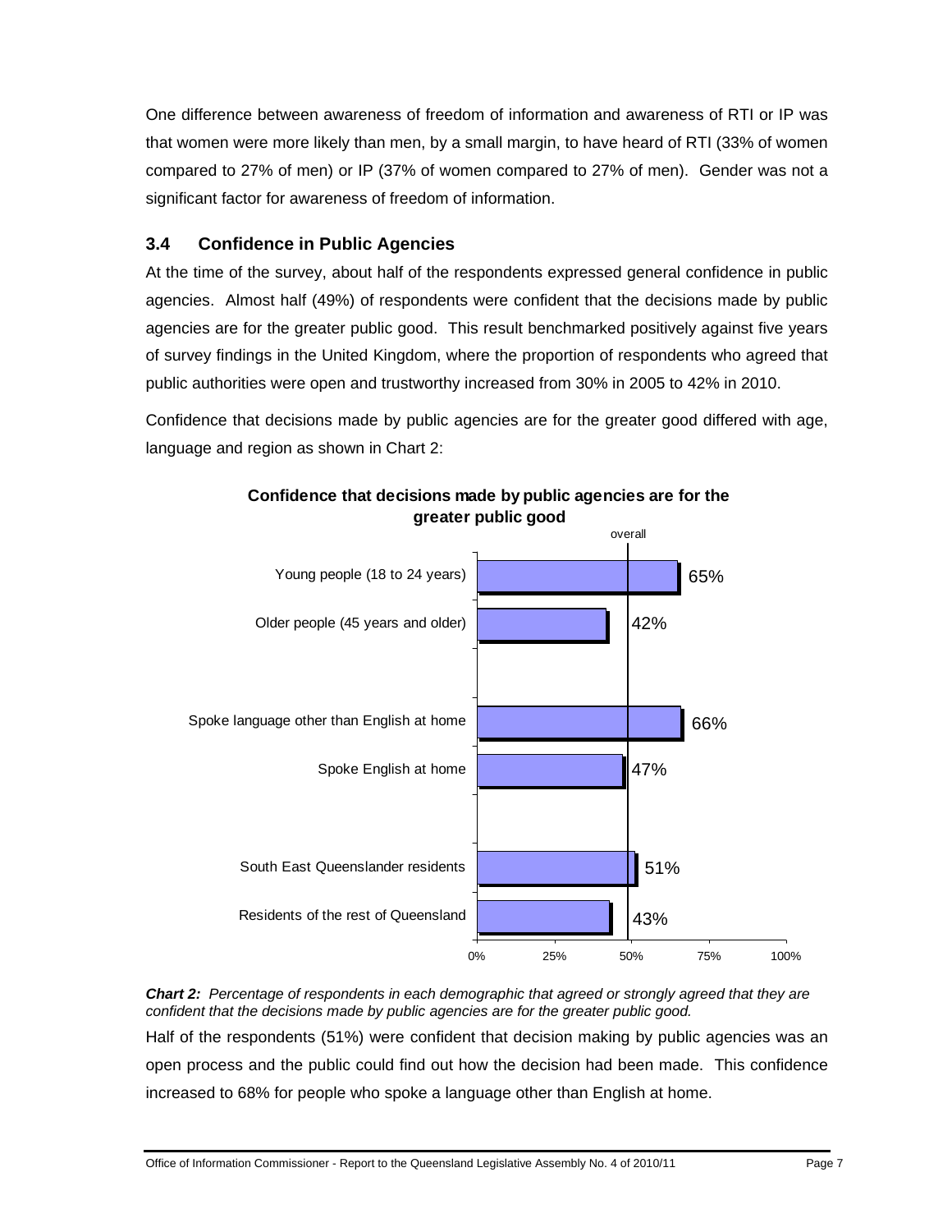One difference between awareness of freedom of information and awareness of RTI or IP was that women were more likely than men, by a small margin, to have heard of RTI (33% of women compared to 27% of men) or IP (37% of women compared to 27% of men). Gender was not a significant factor for awareness of freedom of information.

### 3.4 Confidence in Public Agencies

At the time of the survey, about half of the respondents expressed general confidence in public agencies. Almost half (49%) of respondents were confident that the decisions made by public agencies are for the greater public good. This result benchmarked positively against five years of survey findings in the United Kingdom, where the proportion of respondents who agreed that public authorities were open and trustworthy increased from 30% in 2005 to 42% in 2010.

Confidence that decisions made by public agencies are for the greater good differed with age, language and region as shown in Chart 2:

**Confidence that decisions made by public agencies are for the greater public good**

| Demographic | Percentage |
|---|---|
| Young people (18 to 24 years) | 65% |
| Older people (45 years and older) | 42% |
| Spoke language other than English at home | 66% |
| Spoke English at home | 47% |
| South East Queenslander residents | 51% |
| Residents of the rest of Queensland | 43% |

***Chart 2:*** *Percentage of respondents in each demographic that agreed or strongly agreed that they are confident that the decisions made by public agencies are for the greater public good.*

Half of the respondents (51%) were confident that decision making by public agencies was an open process and the public could find out how the decision had been made. This confidence increased to 68% for people who spoke a language other than English at home.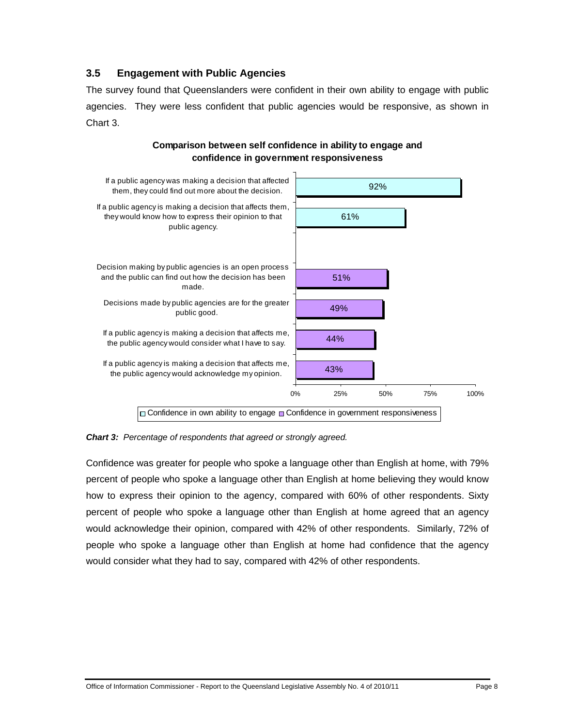### 3.5 Engagement with Public Agencies

The survey found that Queenslanders were confident in their own ability to engage with public agencies. They were less confident that public agencies would be responsive, as shown in Chart 3.

**Comparison between self confidence in ability to engage and confidence in government responsiveness**

| Statement | Category | Percentage |
| --- | --- | --- |
| If a public agency was making a decision that affected them, they could find out more about the decision. | Confidence in own ability to engage | 92% |
| If a public agency is making a decision that affects them, they would know how to express their opinion to that public agency. | Confidence in own ability to engage | 61% |
| Decision making by public agencies is an open process and the public can find out how the decision has been made. | Confidence in government responsiveness | 51% |
| Decisions made by public agencies are for the greater public good. | Confidence in government responsiveness | 49% |
| If a public agency is making a decision that affects me, the public agency would consider what I have to say. | Confidence in government responsiveness | 44% |
| If a public agency is making a decision that affects me, the public agency would acknowledge my opinion. | Confidence in government responsiveness | 43% |

***Chart 3:*** *Percentage of respondents that agreed or strongly agreed.*

Confidence was greater for people who spoke a language other than English at home, with 79% percent of people who spoke a language other than English at home believing they would know how to express their opinion to the agency, compared with 60% of other respondents. Sixty percent of people who spoke a language other than English at home agreed that an agency would acknowledge their opinion, compared with 42% of other respondents. Similarly, 72% of people who spoke a language other than English at home had confidence that the agency would consider what they had to say, compared with 42% of other respondents.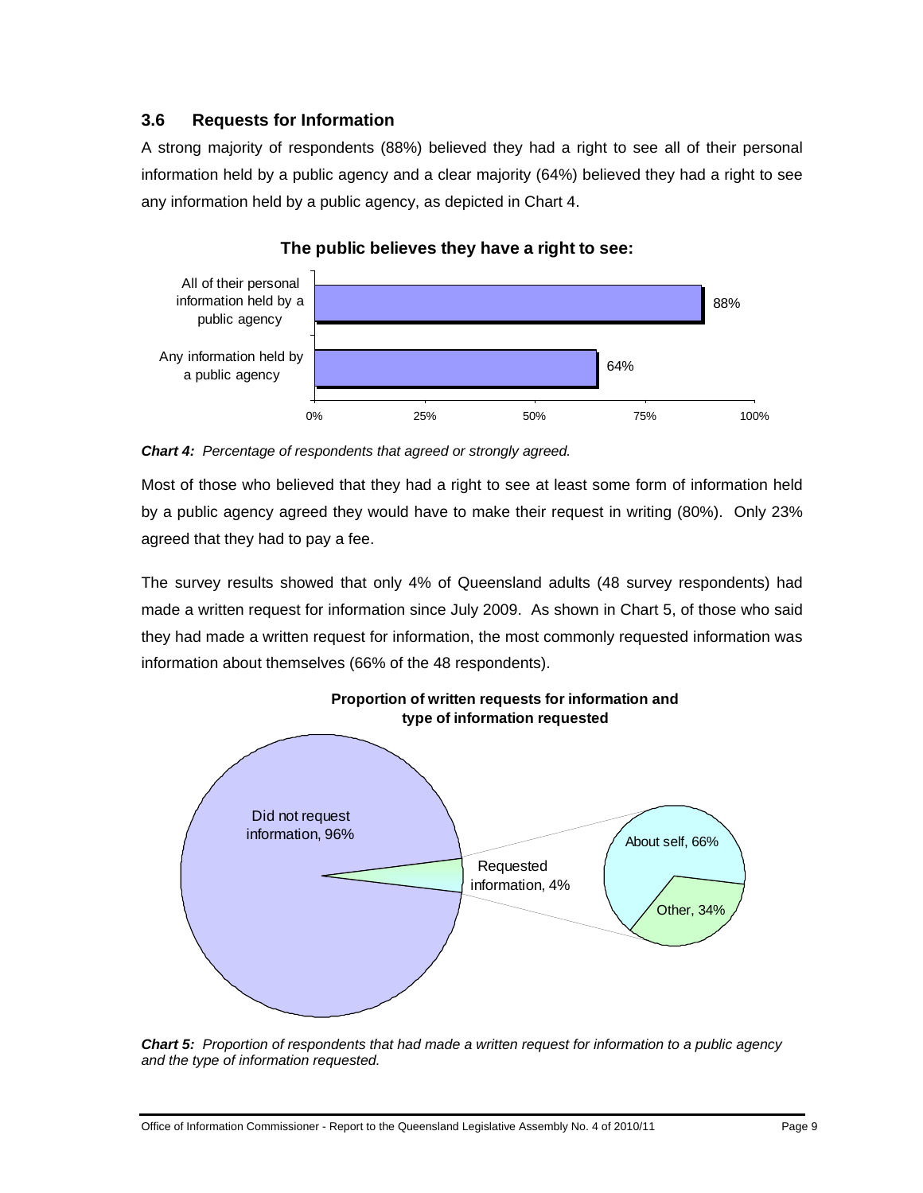### 3.6 Requests for Information

A strong majority of respondents (88%) believed they had a right to see all of their personal information held by a public agency and a clear majority (64%) believed they had a right to see any information held by a public agency, as depicted in Chart 4.

**The public believes they have a right to see:**

| | Percentage |
|---|---|
| All of their personal information held by a public agency | 88% |
| Any information held by a public agency | 64% |

***Chart 4:*** *Percentage of respondents that agreed or strongly agreed.*

Most of those who believed that they had a right to see at least some form of information held by a public agency agreed they would have to make their request in writing (80%). Only 23% agreed that they had to pay a fee.

The survey results showed that only 4% of Queensland adults (48 survey respondents) had made a written request for information since July 2009. As shown in Chart 5, of those who said they had made a written request for information, the most commonly requested information was information about themselves (66% of the 48 respondents).

**Proportion of written requests for information and type of information requested**

| Category | Percentage |
|---|---|
| Did not request information | 96% |
| Requested information | 4% |
| – About self | 66% |
| – Other | 34% |

***Chart 5:*** *Proportion of respondents that had made a written request for information to a public agency and the type of information requested.*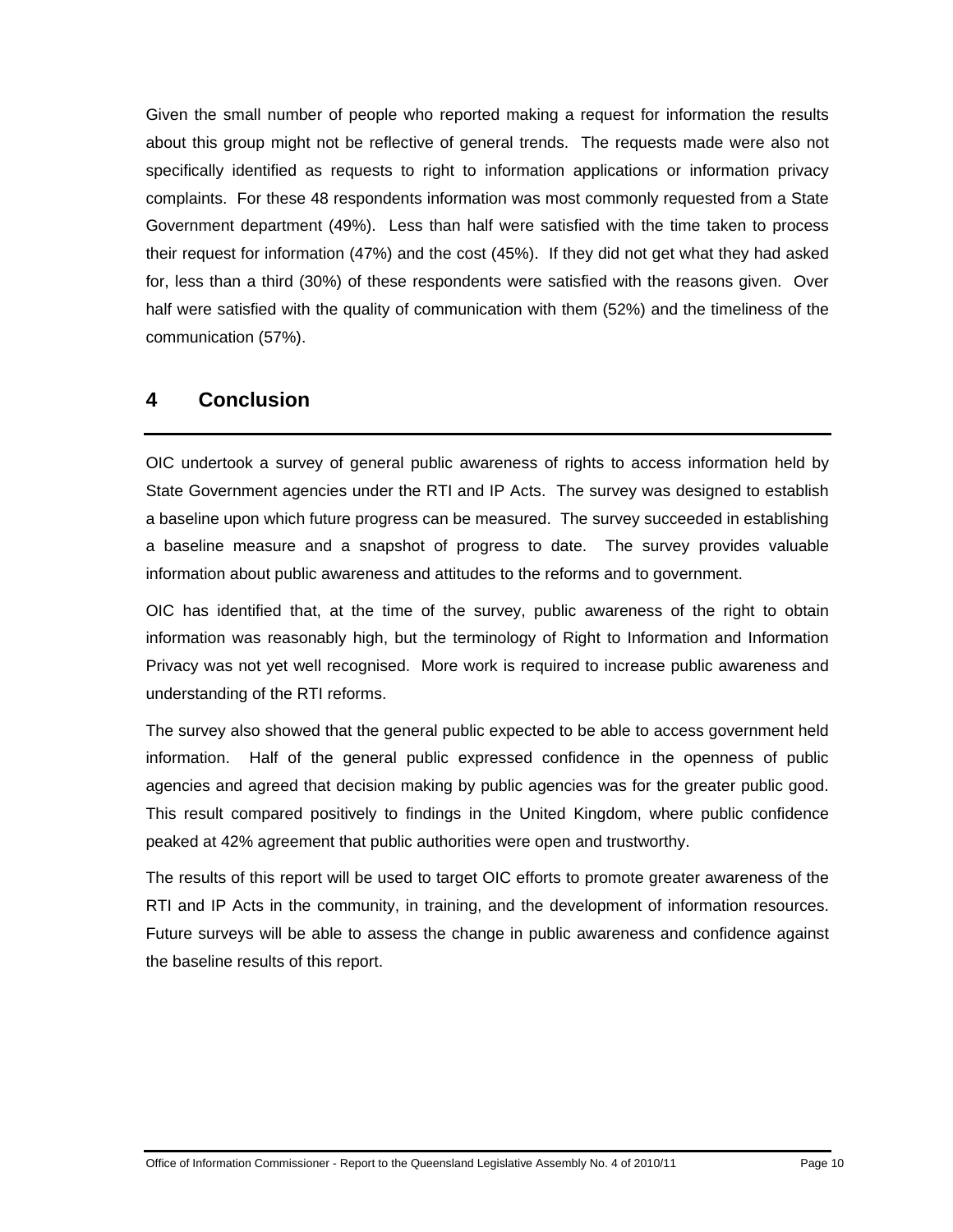Given the small number of people who reported making a request for information the results about this group might not be reflective of general trends. The requests made were also not specifically identified as requests to right to information applications or information privacy complaints. For these 48 respondents information was most commonly requested from a State Government department (49%). Less than half were satisfied with the time taken to process their request for information (47%) and the cost (45%). If they did not get what they had asked for, less than a third (30%) of these respondents were satisfied with the reasons given. Over half were satisfied with the quality of communication with them (52%) and the timeliness of the communication (57%).

# 4 Conclusion

OIC undertook a survey of general public awareness of rights to access information held by State Government agencies under the RTI and IP Acts. The survey was designed to establish a baseline upon which future progress can be measured. The survey succeeded in establishing a baseline measure and a snapshot of progress to date. The survey provides valuable information about public awareness and attitudes to the reforms and to government.

OIC has identified that, at the time of the survey, public awareness of the right to obtain information was reasonably high, but the terminology of Right to Information and Information Privacy was not yet well recognised. More work is required to increase public awareness and understanding of the RTI reforms.

The survey also showed that the general public expected to be able to access government held information. Half of the general public expressed confidence in the openness of public agencies and agreed that decision making by public agencies was for the greater public good. This result compared positively to findings in the United Kingdom, where public confidence peaked at 42% agreement that public authorities were open and trustworthy.

The results of this report will be used to target OIC efforts to promote greater awareness of the RTI and IP Acts in the community, in training, and the development of information resources. Future surveys will be able to assess the change in public awareness and confidence against the baseline results of this report.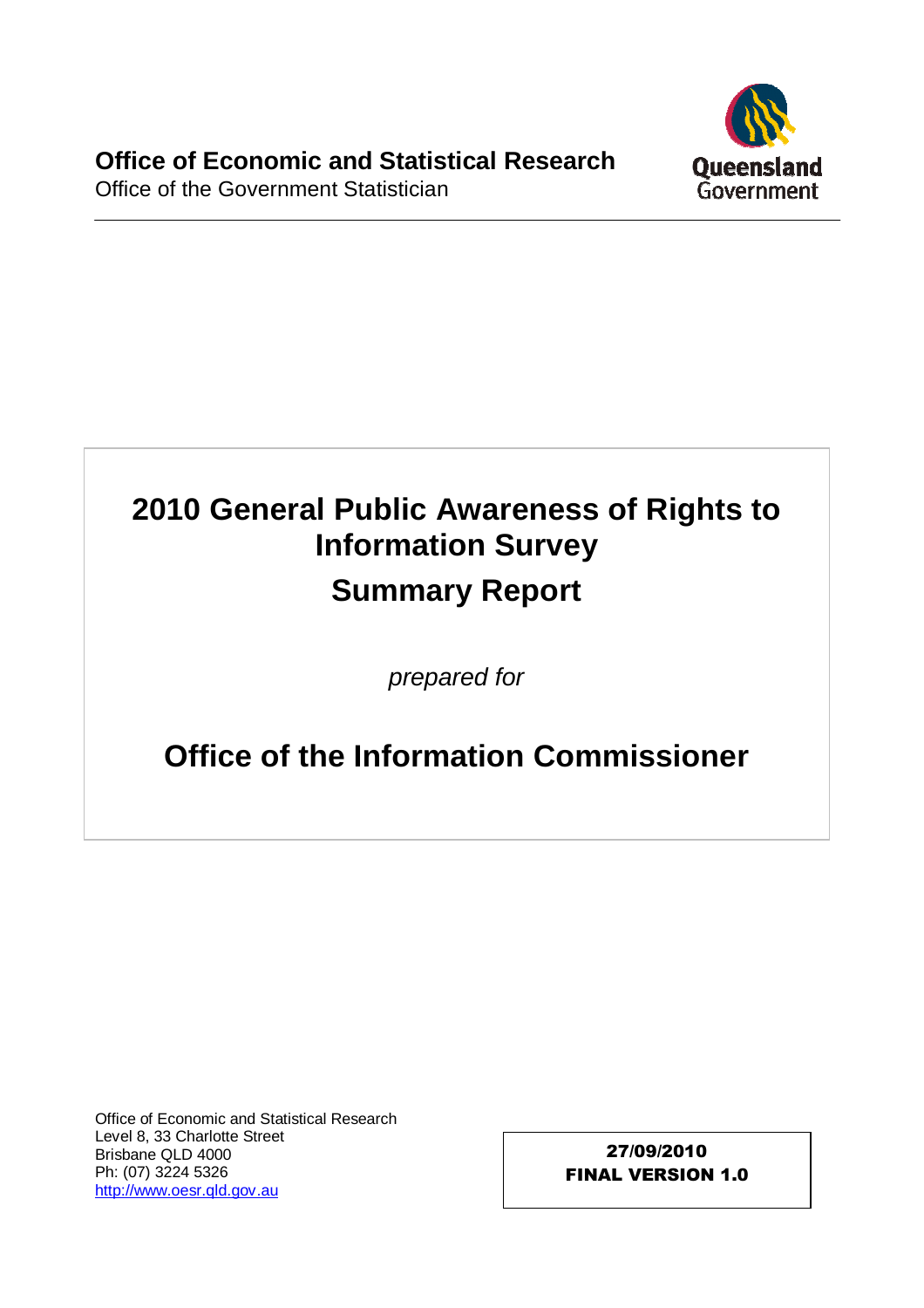**Office of Economic and Statistical Research**
Office of the Government Statistician

Queensland Government

# 2010 General Public Awareness of Rights to Information Survey

## Summary Report

*prepared for*

## Office of the Information Commissioner

Office of Economic and Statistical Research
Level 8, 33 Charlotte Street
Brisbane QLD 4000
Ph: (07) 3224 5326
http://www.oesr.qld.gov.au

**27/09/2010**
**FINAL VERSION 1.0**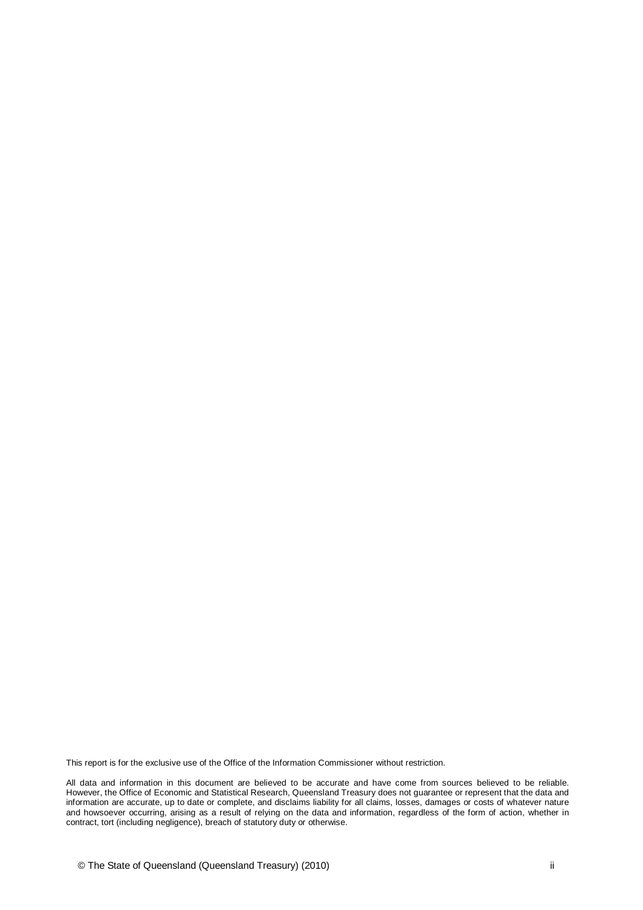This report is for the exclusive use of the Office of the Information Commissioner without restriction.

All data and information in this document are believed to be accurate and have come from sources believed to be reliable. However, the Office of Economic and Statistical Research, Queensland Treasury does not guarantee or represent that the data and information are accurate, up to date or complete, and disclaims liability for all claims, losses, damages or costs of whatever nature and howsoever occurring, arising as a result of relying on the data and information, regardless of the form of action, whether in contract, tort (including negligence), breach of statutory duty or otherwise.

© The State of Queensland (Queensland Treasury) (2010)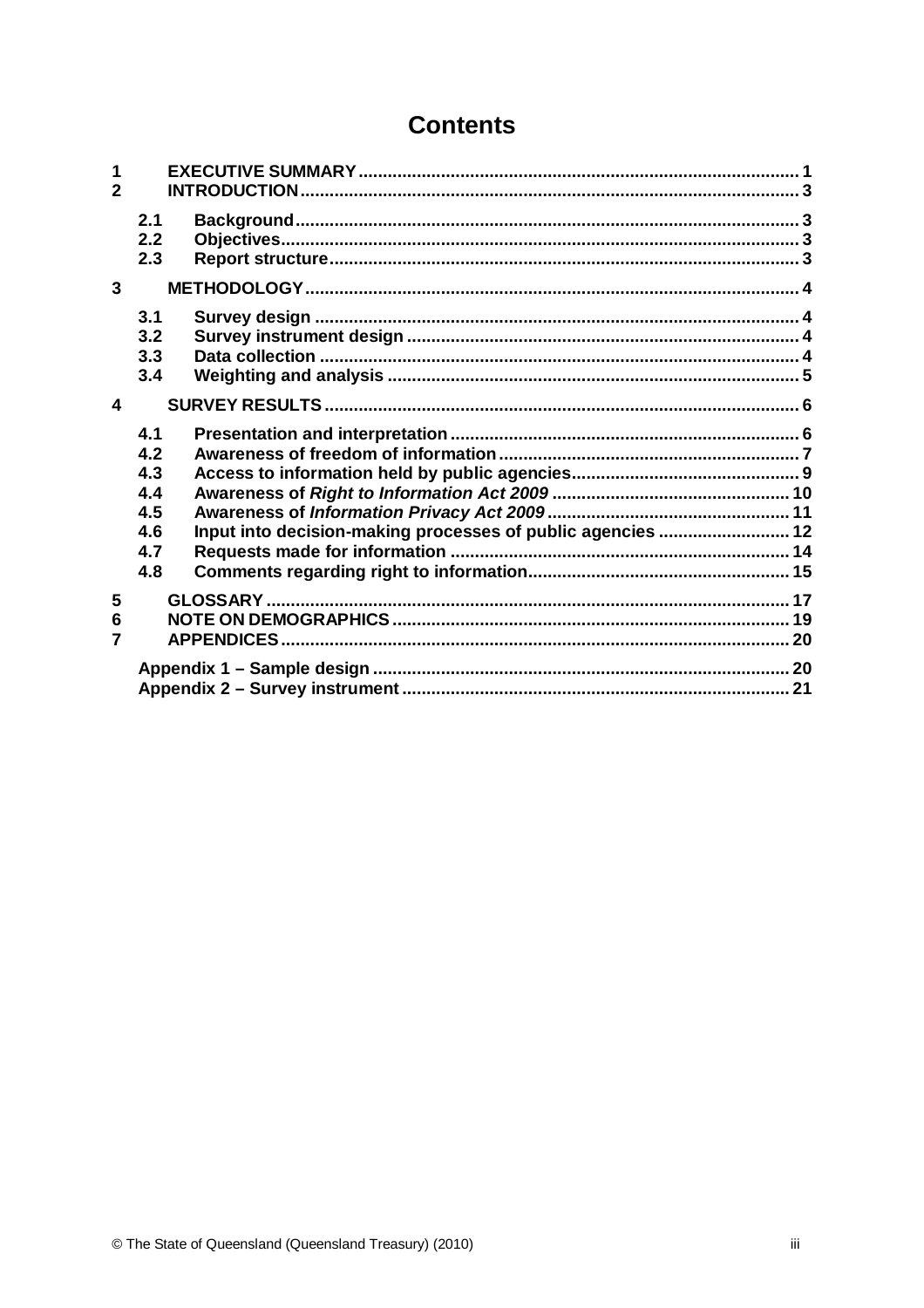# Contents

| | | | |
|---|---|---|---|
| 1 | | EXECUTIVE SUMMARY | 1 |
| 2 | | INTRODUCTION | 3 |
| | 2.1 | Background | 3 |
| | 2.2 | Objectives | 3 |
| | 2.3 | Report structure | 3 |
| 3 | | METHODOLOGY | 4 |
| | 3.1 | Survey design | 4 |
| | 3.2 | Survey instrument design | 4 |
| | 3.3 | Data collection | 4 |
| | 3.4 | Weighting and analysis | 5 |
| 4 | | SURVEY RESULTS | 6 |
| | 4.1 | Presentation and interpretation | 6 |
| | 4.2 | Awareness of freedom of information | 7 |
| | 4.3 | Access to information held by public agencies | 9 |
| | 4.4 | Awareness of *Right to Information Act 2009* | 10 |
| | 4.5 | Awareness of *Information Privacy Act 2009* | 11 |
| | 4.6 | Input into decision-making processes of public agencies | 12 |
| | 4.7 | Requests made for information | 14 |
| | 4.8 | Comments regarding right to information | 15 |
| 5 | | GLOSSARY | 17 |
| 6 | | NOTE ON DEMOGRAPHICS | 19 |
| 7 | | APPENDICES | 20 |
| | | Appendix 1 – Sample design | 20 |
| | | Appendix 2 – Survey instrument | 21 |

© The State of Queensland (Queensland Treasury) (2010)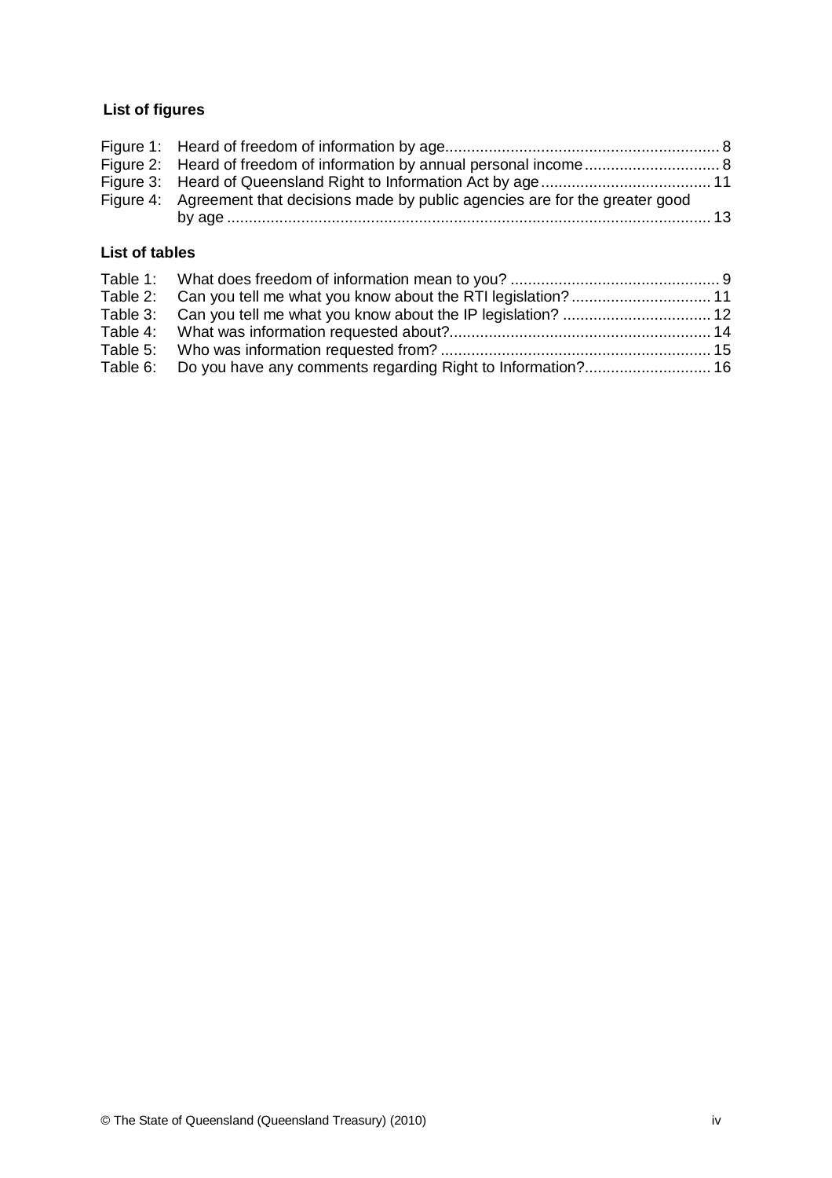## List of figures

Figure 1: Heard of freedom of information by age.............................................................. 8
Figure 2: Heard of freedom of information by annual personal income............................... 8
Figure 3: Heard of Queensland Right to Information Act by age....................................... 11
Figure 4: Agreement that decisions made by public agencies are for the greater good by age ................................................................................................................ 13

## List of tables

Table 1: What does freedom of information mean to you? ................................................ 9
Table 2: Can you tell me what you know about the RTI legislation? ................................ 11
Table 3: Can you tell me what you know about the IP legislation? .................................. 12
Table 4: What was information requested about?............................................................ 14
Table 5: Who was information requested from? .............................................................. 15
Table 6: Do you have any comments regarding Right to Information?............................. 16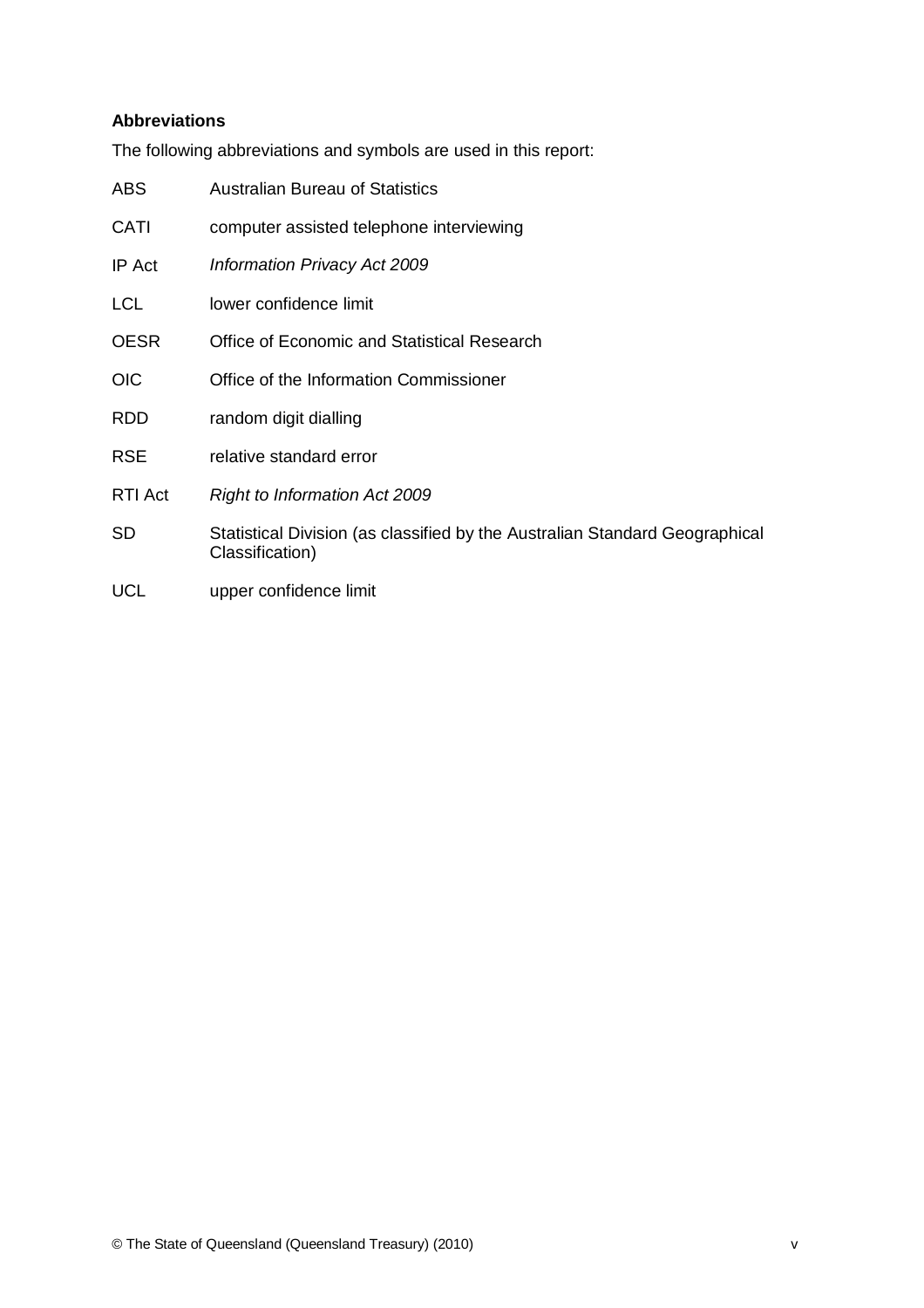**Abbreviations**

The following abbreviations and symbols are used in this report:

| | |
|---|---|
| ABS | Australian Bureau of Statistics |
| CATI | computer assisted telephone interviewing |
| IP Act | *Information Privacy Act 2009* |
| LCL | lower confidence limit |
| OESR | Office of Economic and Statistical Research |
| OIC | Office of the Information Commissioner |
| RDD | random digit dialling |
| RSE | relative standard error |
| RTI Act | *Right to Information Act 2009* |
| SD | Statistical Division (as classified by the Australian Standard Geographical Classification) |
| UCL | upper confidence limit |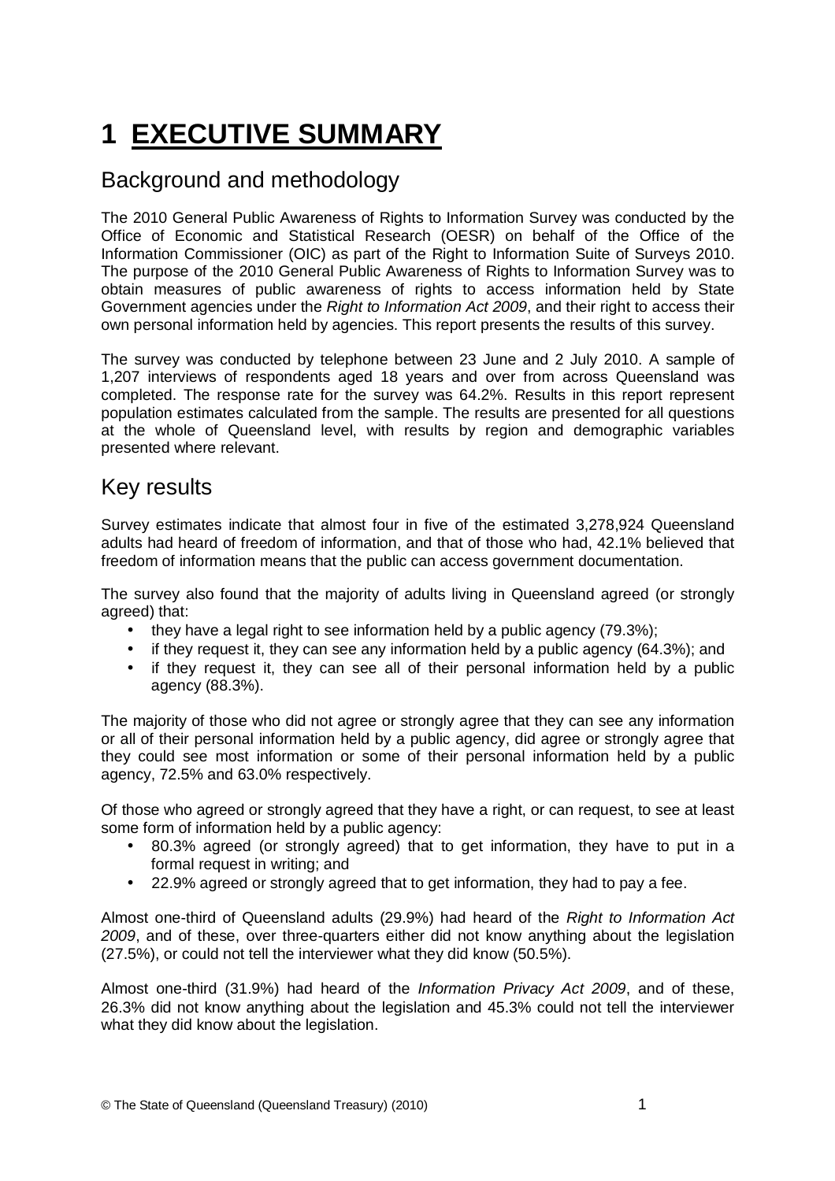# 1 EXECUTIVE SUMMARY

## Background and methodology

The 2010 General Public Awareness of Rights to Information Survey was conducted by the Office of Economic and Statistical Research (OESR) on behalf of the Office of the Information Commissioner (OIC) as part of the Right to Information Suite of Surveys 2010. The purpose of the 2010 General Public Awareness of Rights to Information Survey was to obtain measures of public awareness of rights to access information held by State Government agencies under the *Right to Information Act 2009*, and their right to access their own personal information held by agencies. This report presents the results of this survey.

The survey was conducted by telephone between 23 June and 2 July 2010. A sample of 1,207 interviews of respondents aged 18 years and over from across Queensland was completed. The response rate for the survey was 64.2%. Results in this report represent population estimates calculated from the sample. The results are presented for all questions at the whole of Queensland level, with results by region and demographic variables presented where relevant.

## Key results

Survey estimates indicate that almost four in five of the estimated 3,278,924 Queensland adults had heard of freedom of information, and that of those who had, 42.1% believed that freedom of information means that the public can access government documentation.

The survey also found that the majority of adults living in Queensland agreed (or strongly agreed) that:

- they have a legal right to see information held by a public agency (79.3%);
- if they request it, they can see any information held by a public agency (64.3%); and
- if they request it, they can see all of their personal information held by a public agency (88.3%).

The majority of those who did not agree or strongly agree that they can see any information or all of their personal information held by a public agency, did agree or strongly agree that they could see most information or some of their personal information held by a public agency, 72.5% and 63.0% respectively.

Of those who agreed or strongly agreed that they have a right, or can request, to see at least some form of information held by a public agency:

- 80.3% agreed (or strongly agreed) that to get information, they have to put in a formal request in writing; and
- 22.9% agreed or strongly agreed that to get information, they had to pay a fee.

Almost one-third of Queensland adults (29.9%) had heard of the *Right to Information Act 2009*, and of these, over three-quarters either did not know anything about the legislation (27.5%), or could not tell the interviewer what they did know (50.5%).

Almost one-third (31.9%) had heard of the *Information Privacy Act 2009*, and of these, 26.3% did not know anything about the legislation and 45.3% could not tell the interviewer what they did know about the legislation.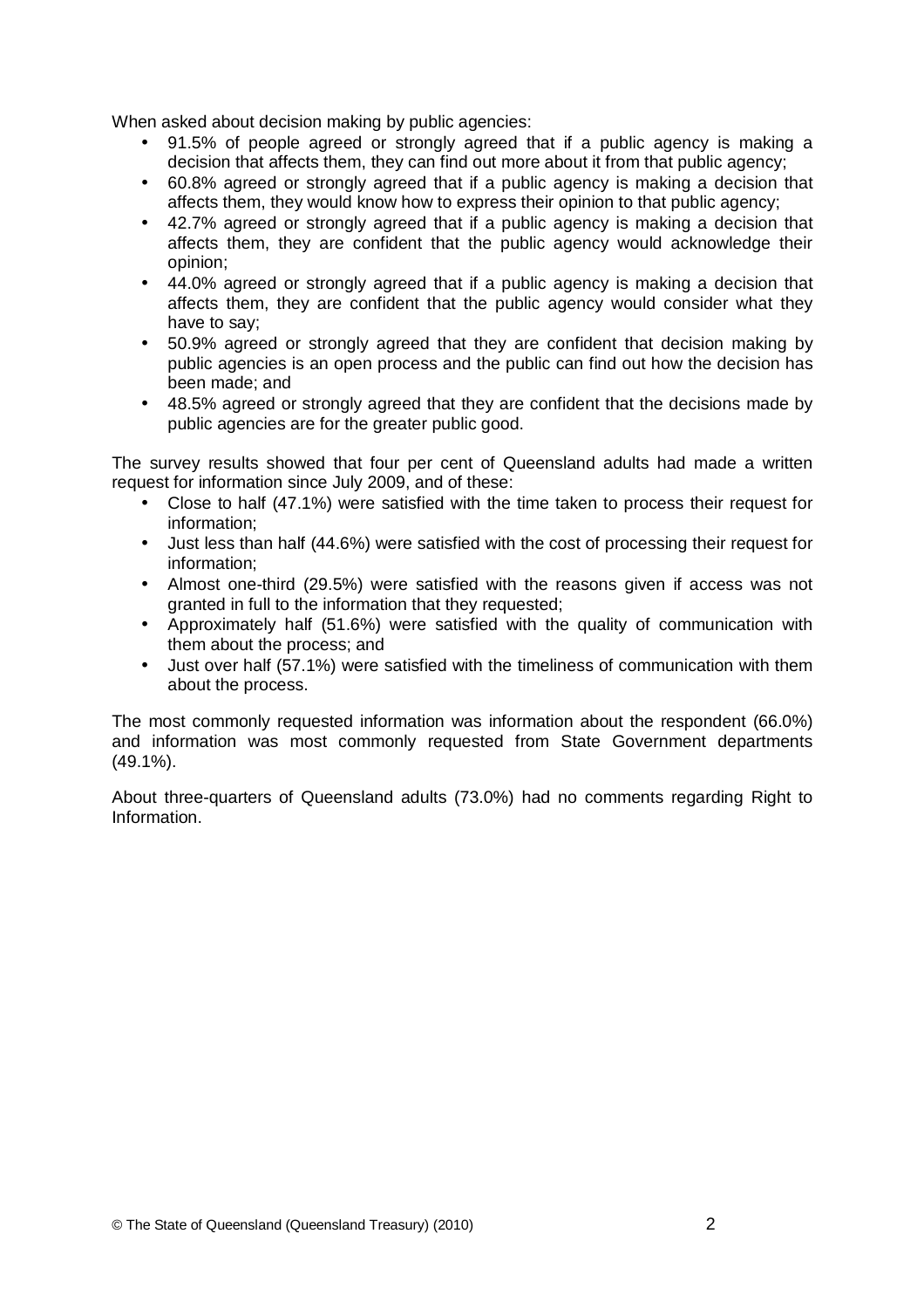When asked about decision making by public agencies:

- 91.5% of people agreed or strongly agreed that if a public agency is making a decision that affects them, they can find out more about it from that public agency;
- 60.8% agreed or strongly agreed that if a public agency is making a decision that affects them, they would know how to express their opinion to that public agency;
- 42.7% agreed or strongly agreed that if a public agency is making a decision that affects them, they are confident that the public agency would acknowledge their opinion;
- 44.0% agreed or strongly agreed that if a public agency is making a decision that affects them, they are confident that the public agency would consider what they have to say;
- 50.9% agreed or strongly agreed that they are confident that decision making by public agencies is an open process and the public can find out how the decision has been made; and
- 48.5% agreed or strongly agreed that they are confident that the decisions made by public agencies are for the greater public good.

The survey results showed that four per cent of Queensland adults had made a written request for information since July 2009, and of these:

- Close to half (47.1%) were satisfied with the time taken to process their request for information;
- Just less than half (44.6%) were satisfied with the cost of processing their request for information;
- Almost one-third (29.5%) were satisfied with the reasons given if access was not granted in full to the information that they requested;
- Approximately half (51.6%) were satisfied with the quality of communication with them about the process; and
- Just over half (57.1%) were satisfied with the timeliness of communication with them about the process.

The most commonly requested information was information about the respondent (66.0%) and information was most commonly requested from State Government departments (49.1%).

About three-quarters of Queensland adults (73.0%) had no comments regarding Right to Information.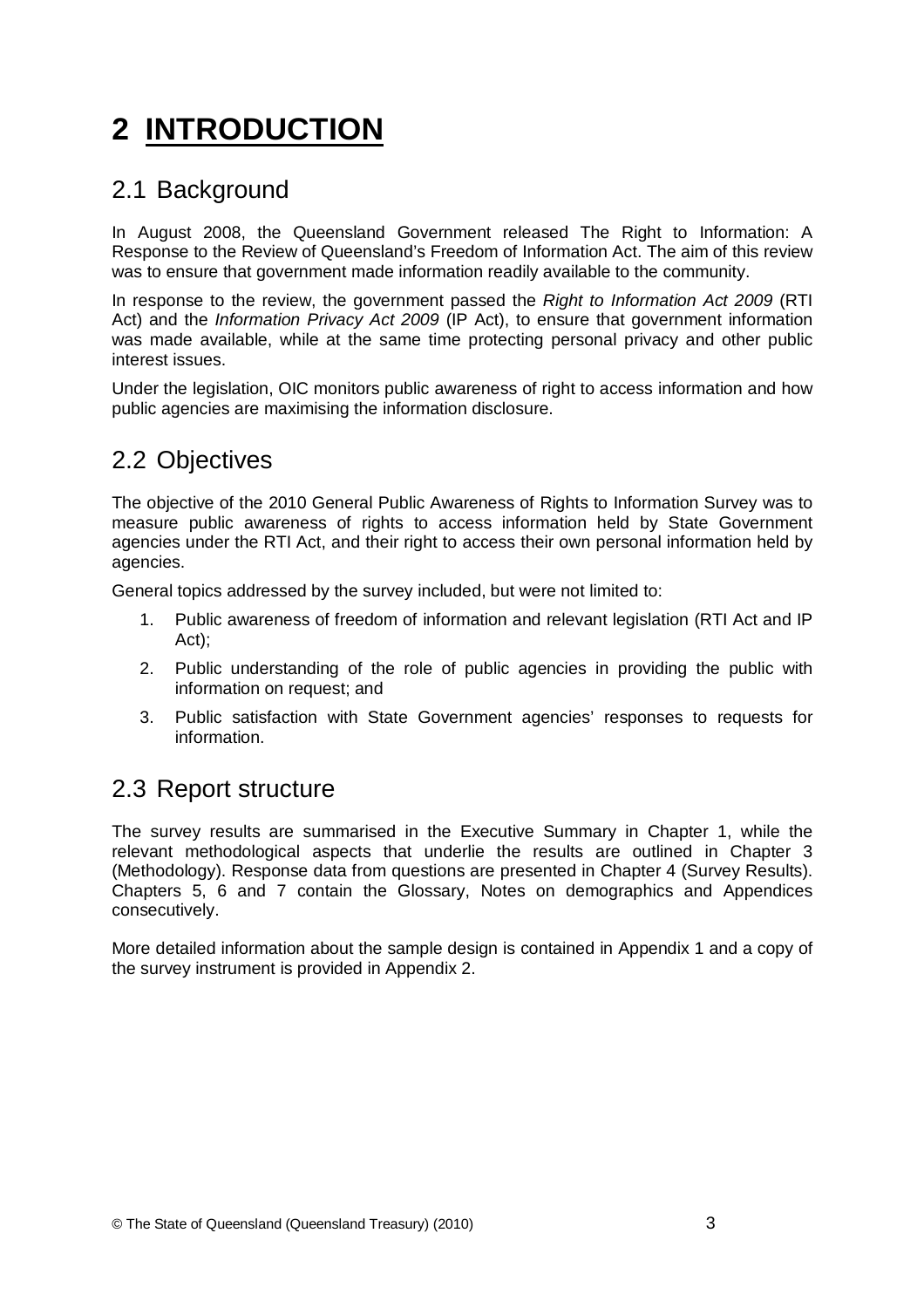# 2 INTRODUCTION

## 2.1 Background

In August 2008, the Queensland Government released The Right to Information: A Response to the Review of Queensland's Freedom of Information Act. The aim of this review was to ensure that government made information readily available to the community.

In response to the review, the government passed the *Right to Information Act 2009* (RTI Act) and the *Information Privacy Act 2009* (IP Act), to ensure that government information was made available, while at the same time protecting personal privacy and other public interest issues.

Under the legislation, OIC monitors public awareness of right to access information and how public agencies are maximising the information disclosure.

## 2.2 Objectives

The objective of the 2010 General Public Awareness of Rights to Information Survey was to measure public awareness of rights to access information held by State Government agencies under the RTI Act, and their right to access their own personal information held by agencies.

General topics addressed by the survey included, but were not limited to:

1. Public awareness of freedom of information and relevant legislation (RTI Act and IP Act);
2. Public understanding of the role of public agencies in providing the public with information on request; and
3. Public satisfaction with State Government agencies' responses to requests for information.

## 2.3 Report structure

The survey results are summarised in the Executive Summary in Chapter 1, while the relevant methodological aspects that underlie the results are outlined in Chapter 3 (Methodology). Response data from questions are presented in Chapter 4 (Survey Results). Chapters 5, 6 and 7 contain the Glossary, Notes on demographics and Appendices consecutively.

More detailed information about the sample design is contained in Appendix 1 and a copy of the survey instrument is provided in Appendix 2.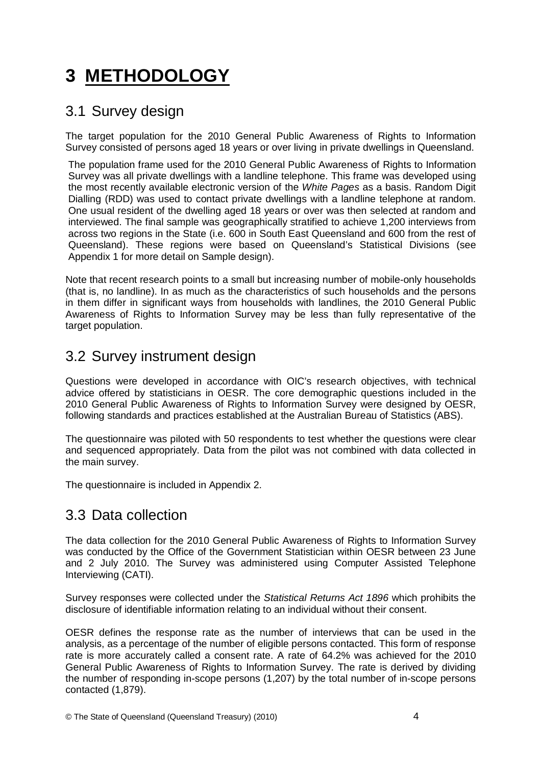# 3 METHODOLOGY

## 3.1 Survey design

The target population for the 2010 General Public Awareness of Rights to Information Survey consisted of persons aged 18 years or over living in private dwellings in Queensland.

The population frame used for the 2010 General Public Awareness of Rights to Information Survey was all private dwellings with a landline telephone. This frame was developed using the most recently available electronic version of the *White Pages* as a basis. Random Digit Dialling (RDD) was used to contact private dwellings with a landline telephone at random. One usual resident of the dwelling aged 18 years or over was then selected at random and interviewed. The final sample was geographically stratified to achieve 1,200 interviews from across two regions in the State (i.e. 600 in South East Queensland and 600 from the rest of Queensland). These regions were based on Queensland's Statistical Divisions (see Appendix 1 for more detail on Sample design).

Note that recent research points to a small but increasing number of mobile-only households (that is, no landline). In as much as the characteristics of such households and the persons in them differ in significant ways from households with landlines, the 2010 General Public Awareness of Rights to Information Survey may be less than fully representative of the target population.

## 3.2 Survey instrument design

Questions were developed in accordance with OIC's research objectives, with technical advice offered by statisticians in OESR. The core demographic questions included in the 2010 General Public Awareness of Rights to Information Survey were designed by OESR, following standards and practices established at the Australian Bureau of Statistics (ABS).

The questionnaire was piloted with 50 respondents to test whether the questions were clear and sequenced appropriately. Data from the pilot was not combined with data collected in the main survey.

The questionnaire is included in Appendix 2.

## 3.3 Data collection

The data collection for the 2010 General Public Awareness of Rights to Information Survey was conducted by the Office of the Government Statistician within OESR between 23 June and 2 July 2010. The Survey was administered using Computer Assisted Telephone Interviewing (CATI).

Survey responses were collected under the *Statistical Returns Act 1896* which prohibits the disclosure of identifiable information relating to an individual without their consent.

OESR defines the response rate as the number of interviews that can be used in the analysis, as a percentage of the number of eligible persons contacted. This form of response rate is more accurately called a consent rate. A rate of 64.2% was achieved for the 2010 General Public Awareness of Rights to Information Survey. The rate is derived by dividing the number of responding in-scope persons (1,207) by the total number of in-scope persons contacted (1,879).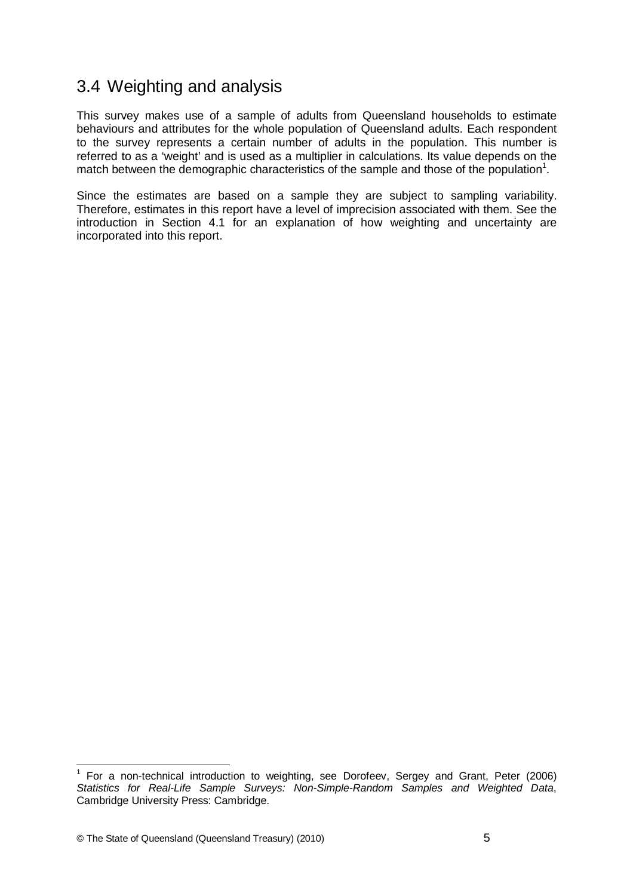## 3.4 Weighting and analysis

This survey makes use of a sample of adults from Queensland households to estimate behaviours and attributes for the whole population of Queensland adults. Each respondent to the survey represents a certain number of adults in the population. This number is referred to as a 'weight' and is used as a multiplier in calculations. Its value depends on the match between the demographic characteristics of the sample and those of the population[1].

Since the estimates are based on a sample they are subject to sampling variability. Therefore, estimates in this report have a level of imprecision associated with them. See the introduction in Section 4.1 for an explanation of how weighting and uncertainty are incorporated into this report.

---

[1] For a non-technical introduction to weighting, see Dorofeev, Sergey and Grant, Peter (2006) *Statistics for Real-Life Sample Surveys: Non-Simple-Random Samples and Weighted Data*, Cambridge University Press: Cambridge.

© The State of Queensland (Queensland Treasury) (2010)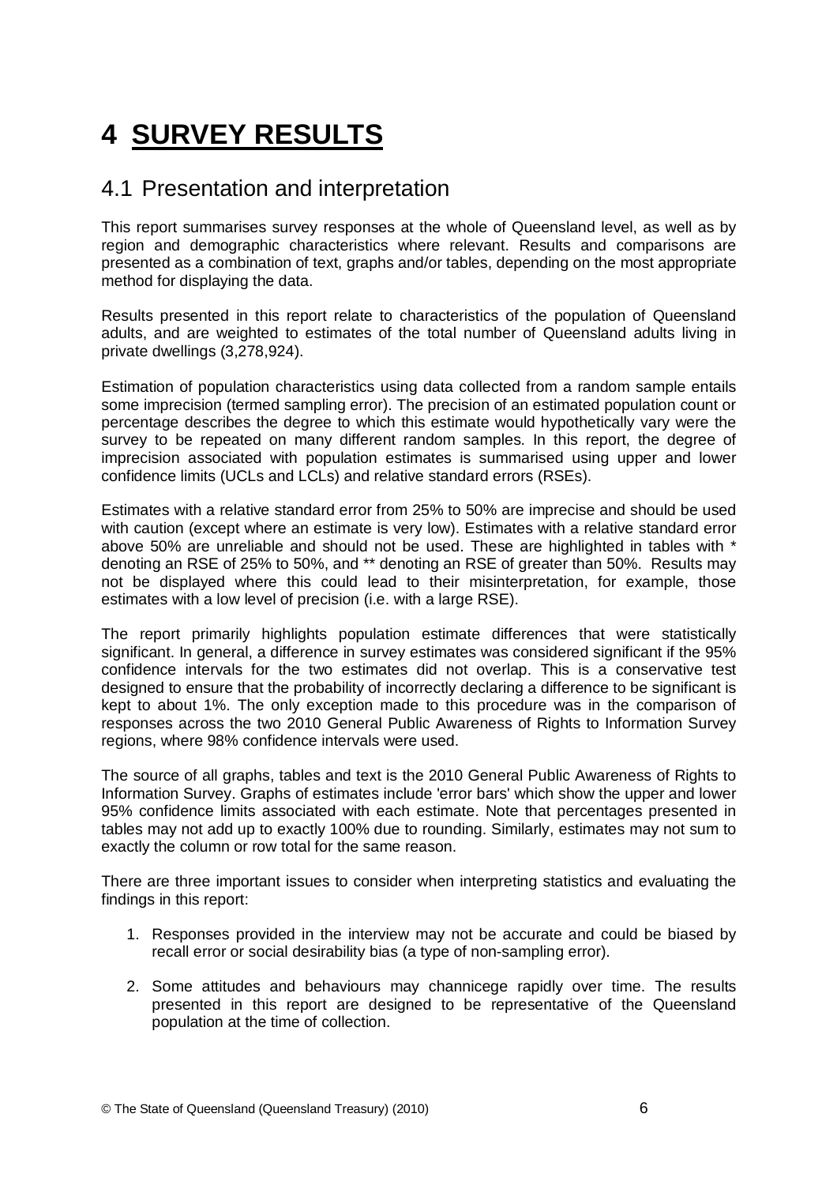# 4 SURVEY RESULTS

## 4.1 Presentation and interpretation

This report summarises survey responses at the whole of Queensland level, as well as by region and demographic characteristics where relevant. Results and comparisons are presented as a combination of text, graphs and/or tables, depending on the most appropriate method for displaying the data.

Results presented in this report relate to characteristics of the population of Queensland adults, and are weighted to estimates of the total number of Queensland adults living in private dwellings (3,278,924).

Estimation of population characteristics using data collected from a random sample entails some imprecision (termed sampling error). The precision of an estimated population count or percentage describes the degree to which this estimate would hypothetically vary were the survey to be repeated on many different random samples. In this report, the degree of imprecision associated with population estimates is summarised using upper and lower confidence limits (UCLs and LCLs) and relative standard errors (RSEs).

Estimates with a relative standard error from 25% to 50% are imprecise and should be used with caution (except where an estimate is very low). Estimates with a relative standard error above 50% are unreliable and should not be used. These are highlighted in tables with * denoting an RSE of 25% to 50%, and ** denoting an RSE of greater than 50%. Results may not be displayed where this could lead to their misinterpretation, for example, those estimates with a low level of precision (i.e. with a large RSE).

The report primarily highlights population estimate differences that were statistically significant. In general, a difference in survey estimates was considered significant if the 95% confidence intervals for the two estimates did not overlap. This is a conservative test designed to ensure that the probability of incorrectly declaring a difference to be significant is kept to about 1%. The only exception made to this procedure was in the comparison of responses across the two 2010 General Public Awareness of Rights to Information Survey regions, where 98% confidence intervals were used.

The source of all graphs, tables and text is the 2010 General Public Awareness of Rights to Information Survey. Graphs of estimates include 'error bars' which show the upper and lower 95% confidence limits associated with each estimate. Note that percentages presented in tables may not add up to exactly 100% due to rounding. Similarly, estimates may not sum to exactly the column or row total for the same reason.

There are three important issues to consider when interpreting statistics and evaluating the findings in this report:

1. Responses provided in the interview may not be accurate and could be biased by recall error or social desirability bias (a type of non-sampling error).

2. Some attitudes and behaviours may channicege rapidly over time. The results presented in this report are designed to be representative of the Queensland population at the time of collection.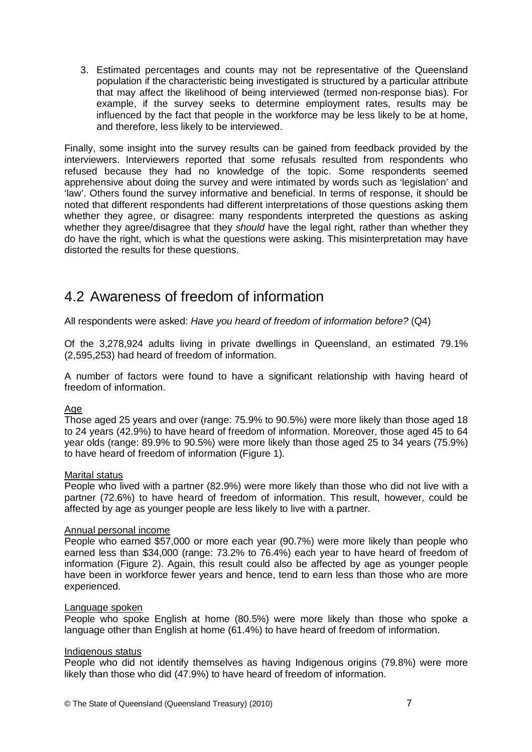3. Estimated percentages and counts may not be representative of the Queensland population if the characteristic being investigated is structured by a particular attribute that may affect the likelihood of being interviewed (termed non-response bias). For example, if the survey seeks to determine employment rates, results may be influenced by the fact that people in the workforce may be less likely to be at home, and therefore, less likely to be interviewed.

Finally, some insight into the survey results can be gained from feedback provided by the interviewers. Interviewers reported that some refusals resulted from respondents who refused because they had no knowledge of the topic. Some respondents seemed apprehensive about doing the survey and were intimated by words such as 'legislation' and 'law'. Others found the survey informative and beneficial. In terms of response, it should be noted that different respondents had different interpretations of those questions asking them whether they agree, or disagree: many respondents interpreted the questions as asking whether they agree/disagree that they *should* have the legal right, rather than whether they do have the right, which is what the questions were asking. This misinterpretation may have distorted the results for these questions.

## 4.2 Awareness of freedom of information

All respondents were asked: *Have you heard of freedom of information before?* (Q4)

Of the 3,278,924 adults living in private dwellings in Queensland, an estimated 79.1% (2,595,253) had heard of freedom of information.

A number of factors were found to have a significant relationship with having heard of freedom of information.

Age

Those aged 25 years and over (range: 75.9% to 90.5%) were more likely than those aged 18 to 24 years (42.9%) to have heard of freedom of information. Moreover, those aged 45 to 64 year olds (range: 89.9% to 90.5%) were more likely than those aged 25 to 34 years (75.9%) to have heard of freedom of information (Figure 1).

Marital status

People who lived with a partner (82.9%) were more likely than those who did not live with a partner (72.6%) to have heard of freedom of information. This result, however, could be affected by age as younger people are less likely to live with a partner.

Annual personal income

People who earned $57,000 or more each year (90.7%) were more likely than people who earned less than $34,000 (range: 73.2% to 76.4%) each year to have heard of freedom of information (Figure 2). Again, this result could also be affected by age as younger people have been in workforce fewer years and hence, tend to earn less than those who are more experienced.

Language spoken

People who spoke English at home (80.5%) were more likely than those who spoke a language other than English at home (61.4%) to have heard of freedom of information.

Indigenous status

People who did not identify themselves as having Indigenous origins (79.8%) were more likely than those who did (47.9%) to have heard of freedom of information.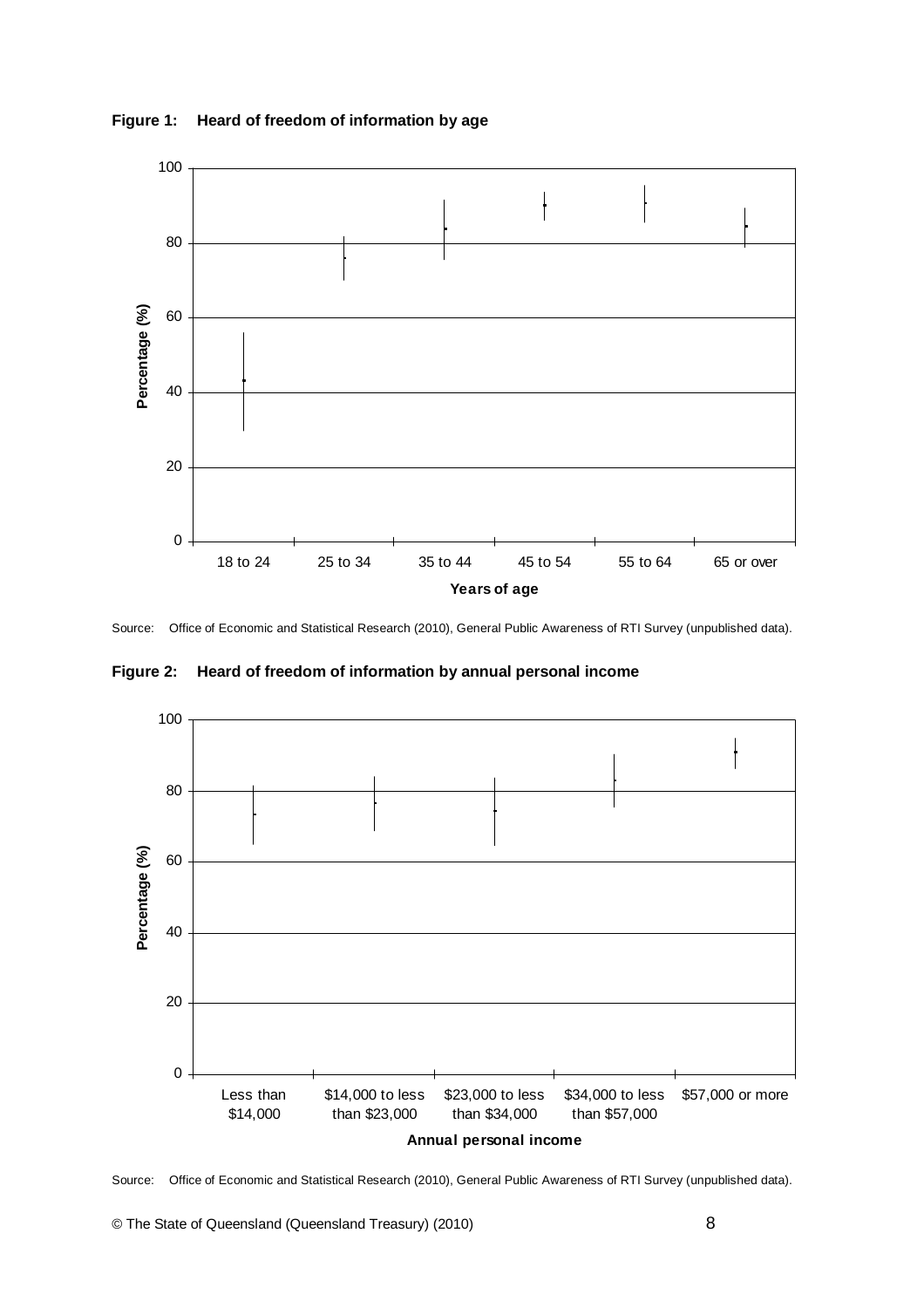**Figure 1: Heard of freedom of information by age**

Source: Office of Economic and Statistical Research (2010), General Public Awareness of RTI Survey (unpublished data).

**Figure 2: Heard of freedom of information by annual personal income**

Source: Office of Economic and Statistical Research (2010), General Public Awareness of RTI Survey (unpublished data).

© The State of Queensland (Queensland Treasury) (2010)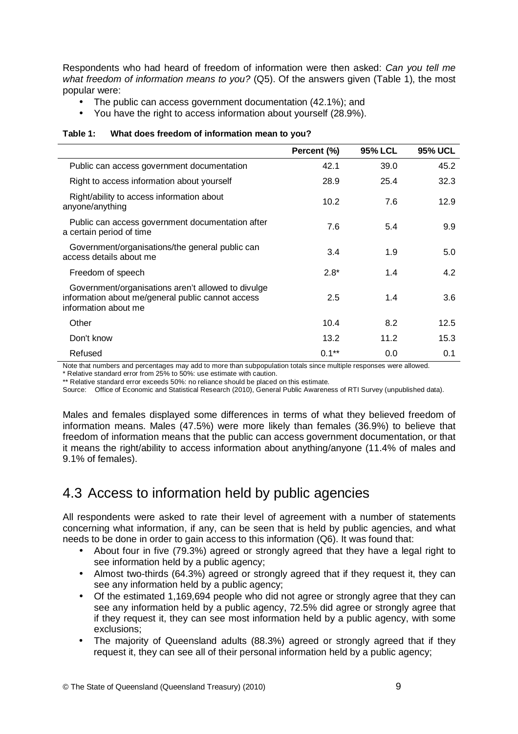Respondents who had heard of freedom of information were then asked: *Can you tell me what freedom of information means to you?* (Q5). Of the answers given (Table 1), the most popular were:

- The public can access government documentation (42.1%); and
- You have the right to access information about yourself (28.9%).

**Table 1: What does freedom of information mean to you?**

| | Percent (%) | 95% LCL | 95% UCL |
|---|---|---|---|
| Public can access government documentation | 42.1 | 39.0 | 45.2 |
| Right to access information about yourself | 28.9 | 25.4 | 32.3 |
| Right/ability to access information about anyone/anything | 10.2 | 7.6 | 12.9 |
| Public can access government documentation after a certain period of time | 7.6 | 5.4 | 9.9 |
| Government/organisations/the general public can access details about me | 3.4 | 1.9 | 5.0 |
| Freedom of speech | 2.8* | 1.4 | 4.2 |
| Government/organisations aren't allowed to divulge information about me/general public cannot access information about me | 2.5 | 1.4 | 3.6 |
| Other | 10.4 | 8.2 | 12.5 |
| Don't know | 13.2 | 11.2 | 15.3 |
| Refused | 0.1** | 0.0 | 0.1 |

Note that numbers and percentages may add to more than subpopulation totals since multiple responses were allowed.
* Relative standard error from 25% to 50%: use estimate with caution.
** Relative standard error exceeds 50%: no reliance should be placed on this estimate.
Source: Office of Economic and Statistical Research (2010), General Public Awareness of RTI Survey (unpublished data).

Males and females displayed some differences in terms of what they believed freedom of information means. Males (47.5%) were more likely than females (36.9%) to believe that freedom of information means that the public can access government documentation, or that it means the right/ability to access information about anything/anyone (11.4% of males and 9.1% of females).

## 4.3 Access to information held by public agencies

All respondents were asked to rate their level of agreement with a number of statements concerning what information, if any, can be seen that is held by public agencies, and what needs to be done in order to gain access to this information (Q6). It was found that:

- About four in five (79.3%) agreed or strongly agreed that they have a legal right to see information held by a public agency;
- Almost two-thirds (64.3%) agreed or strongly agreed that if they request it, they can see any information held by a public agency;
- Of the estimated 1,169,694 people who did not agree or strongly agree that they can see any information held by a public agency, 72.5% did agree or strongly agree that if they request it, they can see most information held by a public agency, with some exclusions;
- The majority of Queensland adults (88.3%) agreed or strongly agreed that if they request it, they can see all of their personal information held by a public agency;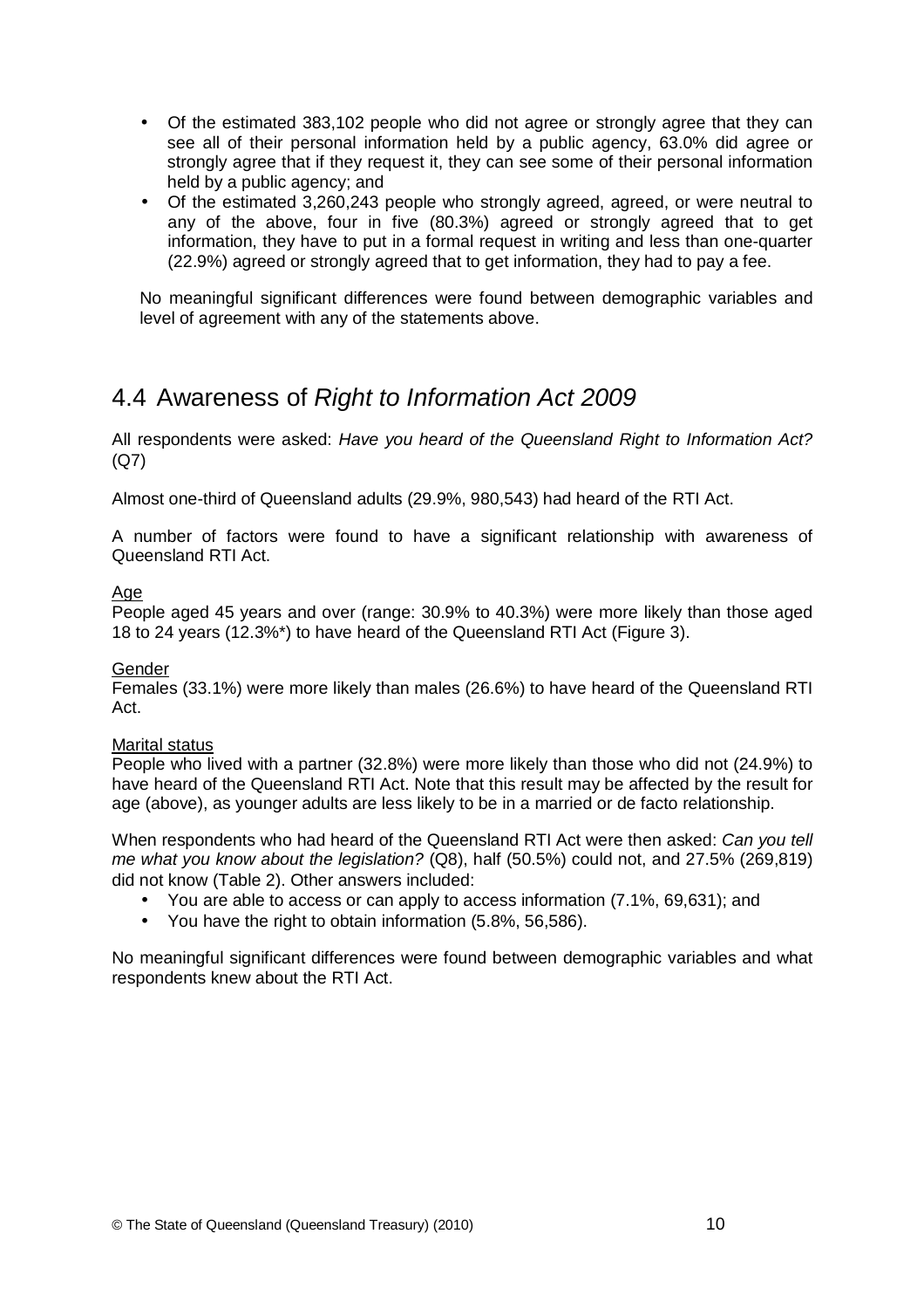- Of the estimated 383,102 people who did not agree or strongly agree that they can see all of their personal information held by a public agency, 63.0% did agree or strongly agree that if they request it, they can see some of their personal information held by a public agency; and
- Of the estimated 3,260,243 people who strongly agreed, agreed, or were neutral to any of the above, four in five (80.3%) agreed or strongly agreed that to get information, they have to put in a formal request in writing and less than one-quarter (22.9%) agreed or strongly agreed that to get information, they had to pay a fee.

No meaningful significant differences were found between demographic variables and level of agreement with any of the statements above.

## 4.4 Awareness of *Right to Information Act 2009*

All respondents were asked: *Have you heard of the Queensland Right to Information Act?* (Q7)

Almost one-third of Queensland adults (29.9%, 980,543) had heard of the RTI Act.

A number of factors were found to have a significant relationship with awareness of Queensland RTI Act.

Age

People aged 45 years and over (range: 30.9% to 40.3%) were more likely than those aged 18 to 24 years (12.3%*) to have heard of the Queensland RTI Act (Figure 3).

Gender

Females (33.1%) were more likely than males (26.6%) to have heard of the Queensland RTI Act.

Marital status

People who lived with a partner (32.8%) were more likely than those who did not (24.9%) to have heard of the Queensland RTI Act. Note that this result may be affected by the result for age (above), as younger adults are less likely to be in a married or de facto relationship.

When respondents who had heard of the Queensland RTI Act were then asked: *Can you tell me what you know about the legislation?* (Q8), half (50.5%) could not, and 27.5% (269,819) did not know (Table 2). Other answers included:

- You are able to access or can apply to access information (7.1%, 69,631); and
- You have the right to obtain information (5.8%, 56,586).

No meaningful significant differences were found between demographic variables and what respondents knew about the RTI Act.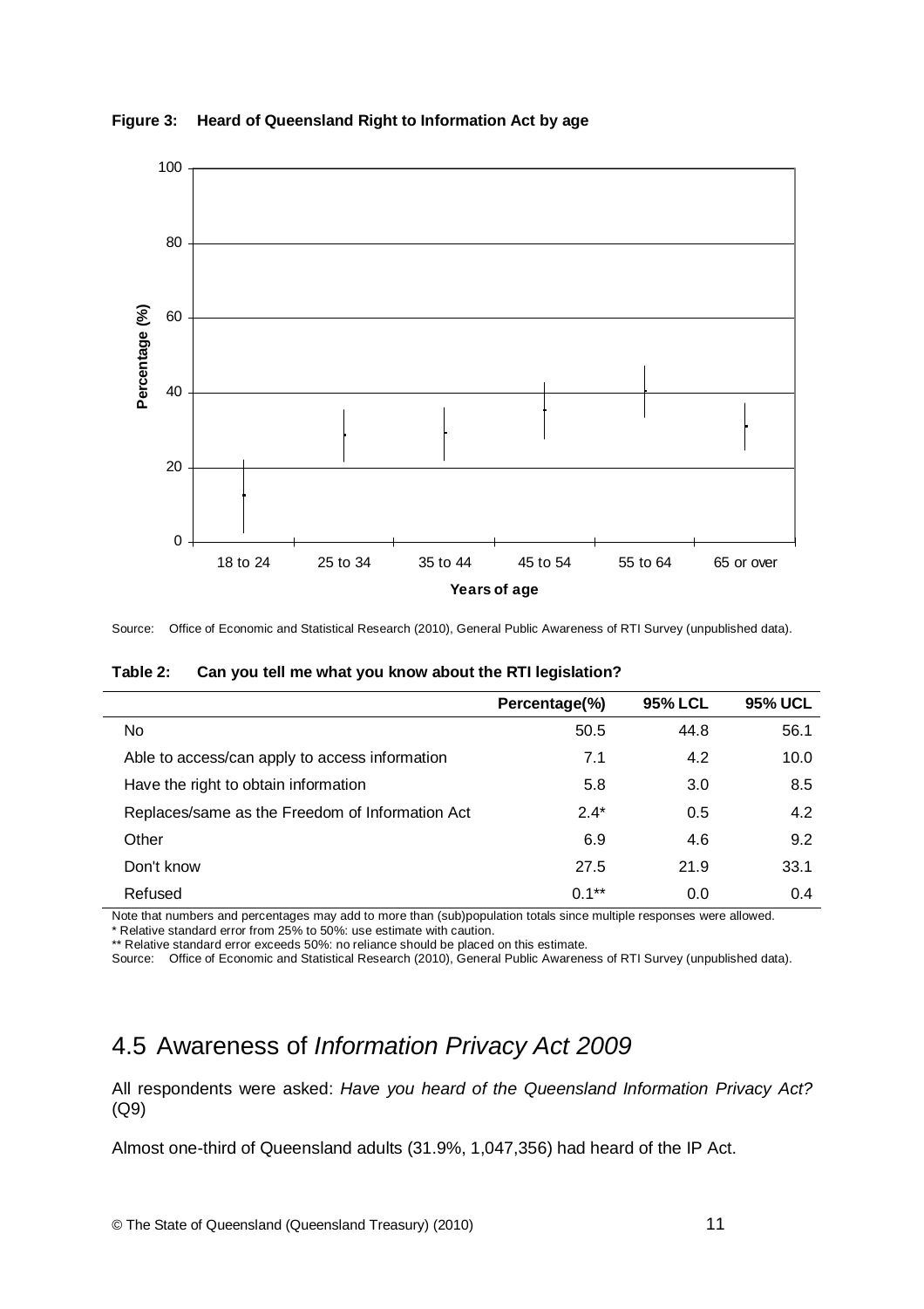**Figure 3: Heard of Queensland Right to Information Act by age**

Source: Office of Economic and Statistical Research (2010), General Public Awareness of RTI Survey (unpublished data).

**Table 2: Can you tell me what you know about the RTI legislation?**

| | Percentage(%) | 95% LCL | 95% UCL |
|---|---|---|---|
| No | 50.5 | 44.8 | 56.1 |
| Able to access/can apply to access information | 7.1 | 4.2 | 10.0 |
| Have the right to obtain information | 5.8 | 3.0 | 8.5 |
| Replaces/same as the Freedom of Information Act | 2.4* | 0.5 | 4.2 |
| Other | 6.9 | 4.6 | 9.2 |
| Don't know | 27.5 | 21.9 | 33.1 |
| Refused | 0.1** | 0.0 | 0.4 |

Note that numbers and percentages may add to more than (sub)population totals since multiple responses were allowed.
* Relative standard error from 25% to 50%: use estimate with caution.
** Relative standard error exceeds 50%: no reliance should be placed on this estimate.
Source: Office of Economic and Statistical Research (2010), General Public Awareness of RTI Survey (unpublished data).

## 4.5 Awareness of *Information Privacy Act 2009*

All respondents were asked: *Have you heard of the Queensland Information Privacy Act?* (Q9)

Almost one-third of Queensland adults (31.9%, 1,047,356) had heard of the IP Act.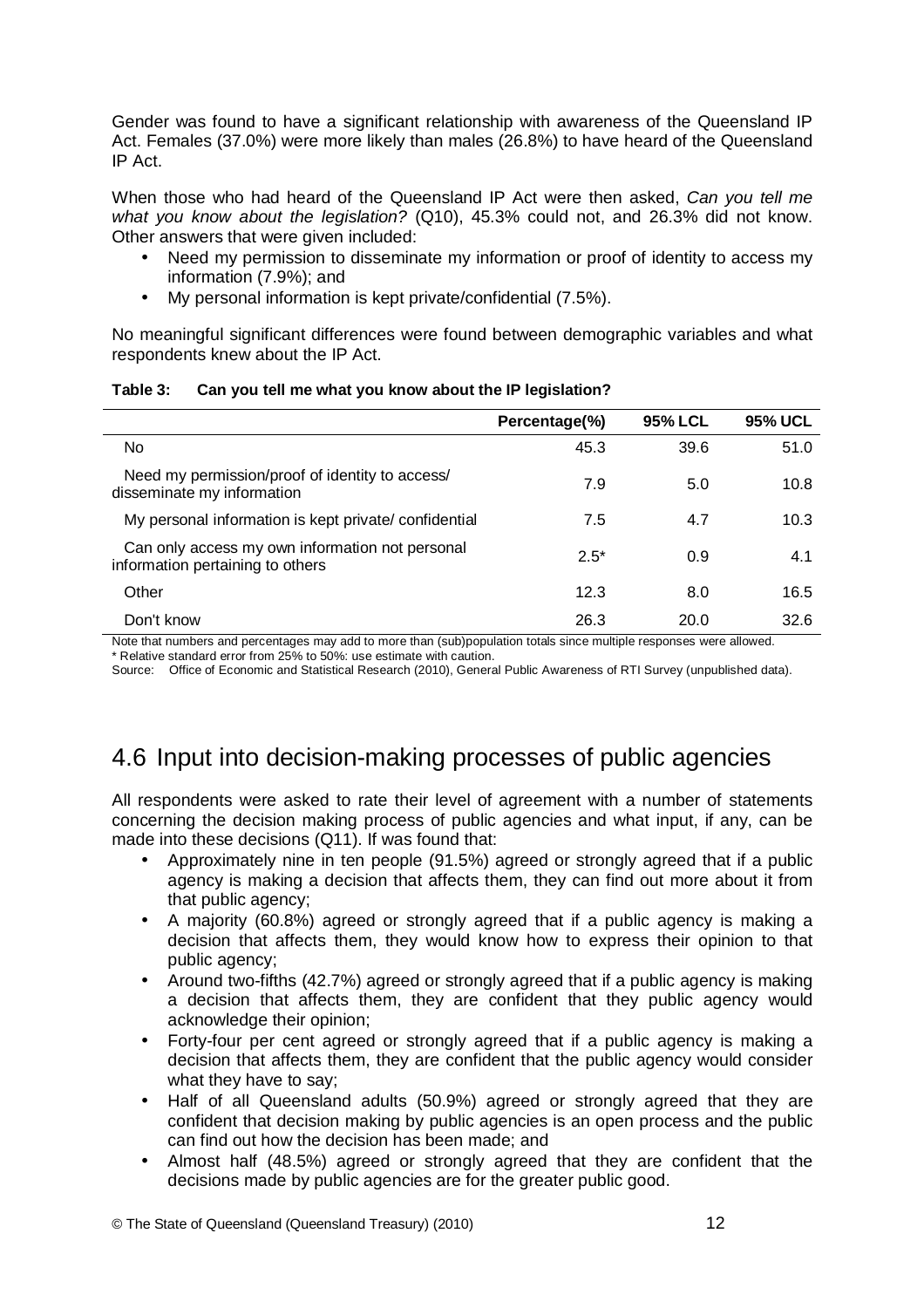Gender was found to have a significant relationship with awareness of the Queensland IP Act. Females (37.0%) were more likely than males (26.8%) to have heard of the Queensland IP Act.

When those who had heard of the Queensland IP Act were then asked, *Can you tell me what you know about the legislation?* (Q10), 45.3% could not, and 26.3% did not know. Other answers that were given included:

- Need my permission to disseminate my information or proof of identity to access my information (7.9%); and
- My personal information is kept private/confidential (7.5%).

No meaningful significant differences were found between demographic variables and what respondents knew about the IP Act.

**Table 3: Can you tell me what you know about the IP legislation?**

| | Percentage(%) | 95% LCL | 95% UCL |
|---|---|---|---|
| No | 45.3 | 39.6 | 51.0 |
| Need my permission/proof of identity to access/ disseminate my information | 7.9 | 5.0 | 10.8 |
| My personal information is kept private/ confidential | 7.5 | 4.7 | 10.3 |
| Can only access my own information not personal information pertaining to others | 2.5* | 0.9 | 4.1 |
| Other | 12.3 | 8.0 | 16.5 |
| Don't know | 26.3 | 20.0 | 32.6 |

Note that numbers and percentages may add to more than (sub)population totals since multiple responses were allowed.
* Relative standard error from 25% to 50%: use estimate with caution.
Source: Office of Economic and Statistical Research (2010), General Public Awareness of RTI Survey (unpublished data).

## 4.6 Input into decision-making processes of public agencies

All respondents were asked to rate their level of agreement with a number of statements concerning the decision making process of public agencies and what input, if any, can be made into these decisions (Q11). If was found that:

- Approximately nine in ten people (91.5%) agreed or strongly agreed that if a public agency is making a decision that affects them, they can find out more about it from that public agency;
- A majority (60.8%) agreed or strongly agreed that if a public agency is making a decision that affects them, they would know how to express their opinion to that public agency;
- Around two-fifths (42.7%) agreed or strongly agreed that if a public agency is making a decision that affects them, they are confident that they public agency would acknowledge their opinion;
- Forty-four per cent agreed or strongly agreed that if a public agency is making a decision that affects them, they are confident that the public agency would consider what they have to say;
- Half of all Queensland adults (50.9%) agreed or strongly agreed that they are confident that decision making by public agencies is an open process and the public can find out how the decision has been made; and
- Almost half (48.5%) agreed or strongly agreed that they are confident that the decisions made by public agencies are for the greater public good.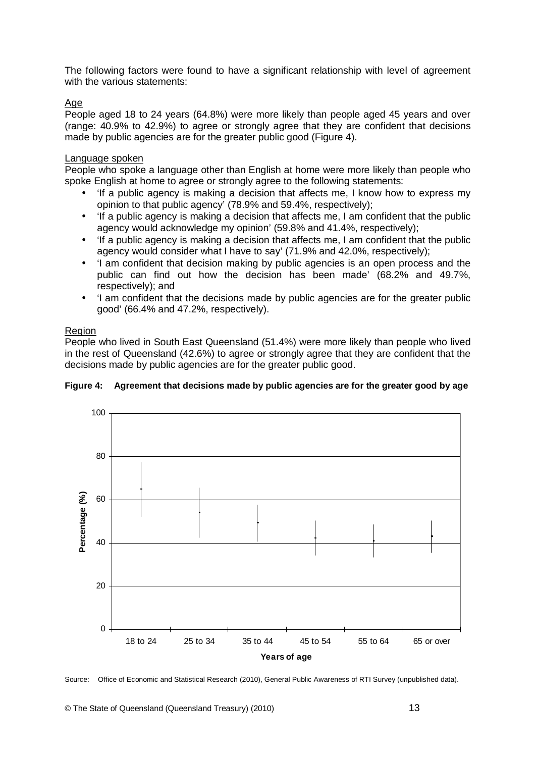The following factors were found to have a significant relationship with level of agreement with the various statements:

Age

People aged 18 to 24 years (64.8%) were more likely than people aged 45 years and over (range: 40.9% to 42.9%) to agree or strongly agree that they are confident that decisions made by public agencies are for the greater public good (Figure 4).

Language spoken

People who spoke a language other than English at home were more likely than people who spoke English at home to agree or strongly agree to the following statements:

- 'If a public agency is making a decision that affects me, I know how to express my opinion to that public agency' (78.9% and 59.4%, respectively);
- 'If a public agency is making a decision that affects me, I am confident that the public agency would acknowledge my opinion' (59.8% and 41.4%, respectively);
- 'If a public agency is making a decision that affects me, I am confident that the public agency would consider what I have to say' (71.9% and 42.0%, respectively);
- 'I am confident that decision making by public agencies is an open process and the public can find out how the decision has been made' (68.2% and 49.7%, respectively); and
- 'I am confident that the decisions made by public agencies are for the greater public good' (66.4% and 47.2%, respectively).

Region

People who lived in South East Queensland (51.4%) were more likely than people who lived in the rest of Queensland (42.6%) to agree or strongly agree that they are confident that the decisions made by public agencies are for the greater public good.

**Figure 4: Agreement that decisions made by public agencies are for the greater good by age**

Source: Office of Economic and Statistical Research (2010), General Public Awareness of RTI Survey (unpublished data).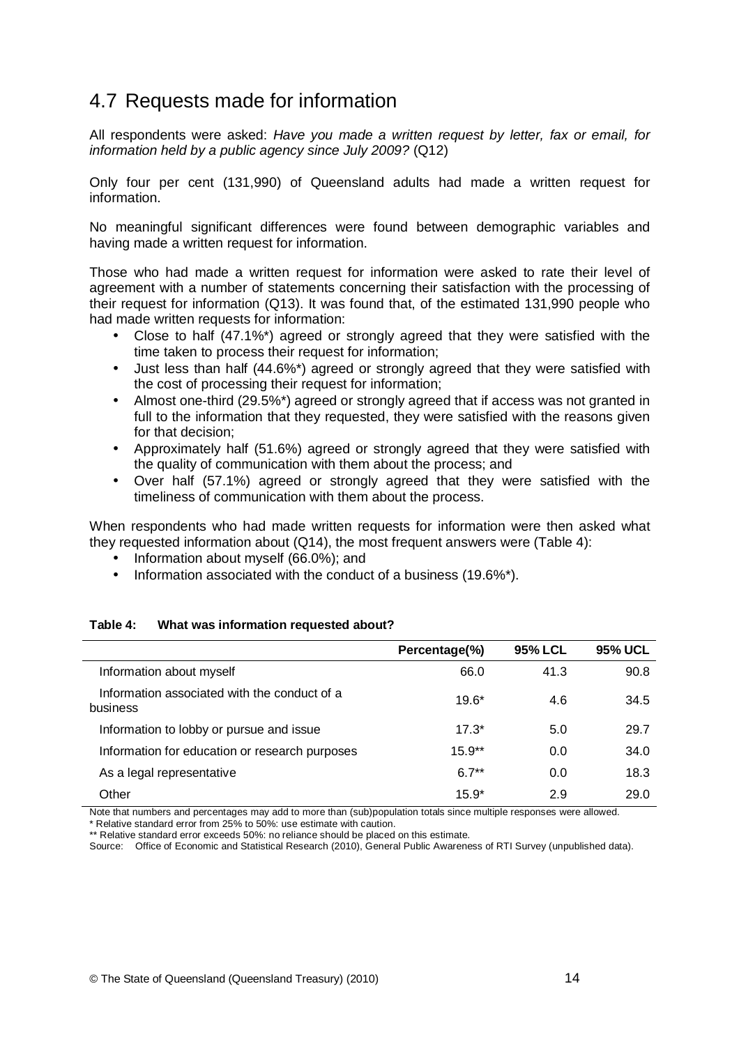## 4.7 Requests made for information

All respondents were asked: *Have you made a written request by letter, fax or email, for information held by a public agency since July 2009?* (Q12)

Only four per cent (131,990) of Queensland adults had made a written request for information.

No meaningful significant differences were found between demographic variables and having made a written request for information.

Those who had made a written request for information were asked to rate their level of agreement with a number of statements concerning their satisfaction with the processing of their request for information (Q13). It was found that, of the estimated 131,990 people who had made written requests for information:

- Close to half (47.1%*) agreed or strongly agreed that they were satisfied with the time taken to process their request for information;
- Just less than half (44.6%*) agreed or strongly agreed that they were satisfied with the cost of processing their request for information;
- Almost one-third (29.5%*) agreed or strongly agreed that if access was not granted in full to the information that they requested, they were satisfied with the reasons given for that decision;
- Approximately half (51.6%) agreed or strongly agreed that they were satisfied with the quality of communication with them about the process; and
- Over half (57.1%) agreed or strongly agreed that they were satisfied with the timeliness of communication with them about the process.

When respondents who had made written requests for information were then asked what they requested information about (Q14), the most frequent answers were (Table 4):

- Information about myself (66.0%); and
- Information associated with the conduct of a business (19.6%*).

**Table 4: What was information requested about?**

| | Percentage(%) | 95% LCL | 95% UCL |
|---|---|---|---|
| Information about myself | 66.0 | 41.3 | 90.8 |
| Information associated with the conduct of a business | 19.6* | 4.6 | 34.5 |
| Information to lobby or pursue and issue | 17.3* | 5.0 | 29.7 |
| Information for education or research purposes | 15.9** | 0.0 | 34.0 |
| As a legal representative | 6.7** | 0.0 | 18.3 |
| Other | 15.9* | 2.9 | 29.0 |

Note that numbers and percentages may add to more than (sub)population totals since multiple responses were allowed.
* Relative standard error from 25% to 50%: use estimate with caution.
** Relative standard error exceeds 50%: no reliance should be placed on this estimate.
Source: Office of Economic and Statistical Research (2010), General Public Awareness of RTI Survey (unpublished data).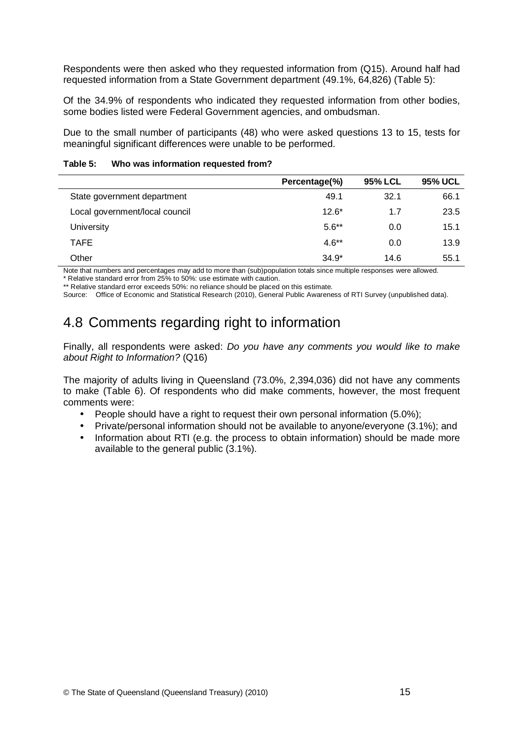Respondents were then asked who they requested information from (Q15). Around half had requested information from a State Government department (49.1%, 64,826) (Table 5):

Of the 34.9% of respondents who indicated they requested information from other bodies, some bodies listed were Federal Government agencies, and ombudsman.

Due to the small number of participants (48) who were asked questions 13 to 15, tests for meaningful significant differences were unable to be performed.

**Table 5: Who was information requested from?**

| | Percentage(%) | 95% LCL | 95% UCL |
|---|---|---|---|
| State government department | 49.1 | 32.1 | 66.1 |
| Local government/local council | 12.6* | 1.7 | 23.5 |
| University | 5.6** | 0.0 | 15.1 |
| TAFE | 4.6** | 0.0 | 13.9 |
| Other | 34.9* | 14.6 | 55.1 |

Note that numbers and percentages may add to more than (sub)population totals since multiple responses were allowed.
* Relative standard error from 25% to 50%: use estimate with caution.
** Relative standard error exceeds 50%: no reliance should be placed on this estimate.
Source: Office of Economic and Statistical Research (2010), General Public Awareness of RTI Survey (unpublished data).

## 4.8 Comments regarding right to information

Finally, all respondents were asked: *Do you have any comments you would like to make about Right to Information?* (Q16)

The majority of adults living in Queensland (73.0%, 2,394,036) did not have any comments to make (Table 6). Of respondents who did make comments, however, the most frequent comments were:

- People should have a right to request their own personal information (5.0%);
- Private/personal information should not be available to anyone/everyone (3.1%); and
- Information about RTI (e.g. the process to obtain information) should be made more available to the general public (3.1%).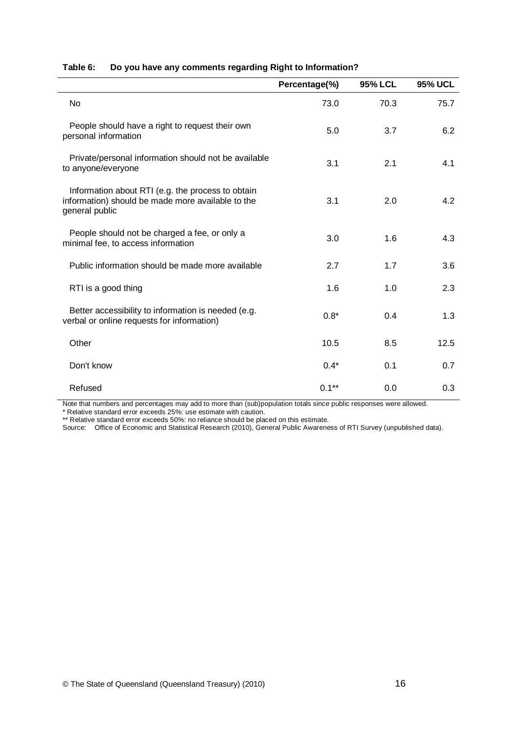**Table 6: Do you have any comments regarding Right to Information?**

| | Percentage(%) | 95% LCL | 95% UCL |
|---|---|---|---|
| No | 73.0 | 70.3 | 75.7 |
| People should have a right to request their own personal information | 5.0 | 3.7 | 6.2 |
| Private/personal information should not be available to anyone/everyone | 3.1 | 2.1 | 4.1 |
| Information about RTI (e.g. the process to obtain information) should be made more available to the general public | 3.1 | 2.0 | 4.2 |
| People should not be charged a fee, or only a minimal fee, to access information | 3.0 | 1.6 | 4.3 |
| Public information should be made more available | 2.7 | 1.7 | 3.6 |
| RTI is a good thing | 1.6 | 1.0 | 2.3 |
| Better accessibility to information is needed (e.g. verbal or online requests for information) | 0.8* | 0.4 | 1.3 |
| Other | 10.5 | 8.5 | 12.5 |
| Don't know | 0.4* | 0.1 | 0.7 |
| Refused | 0.1** | 0.0 | 0.3 |

Note that numbers and percentages may add to more than (sub)population totals since public responses were allowed.
* Relative standard error exceeds 25%: use estimate with caution.
** Relative standard error exceeds 50%: no reliance should be placed on this estimate.
Source: Office of Economic and Statistical Research (2010), General Public Awareness of RTI Survey (unpublished data).

© The State of Queensland (Queensland Treasury) (2010)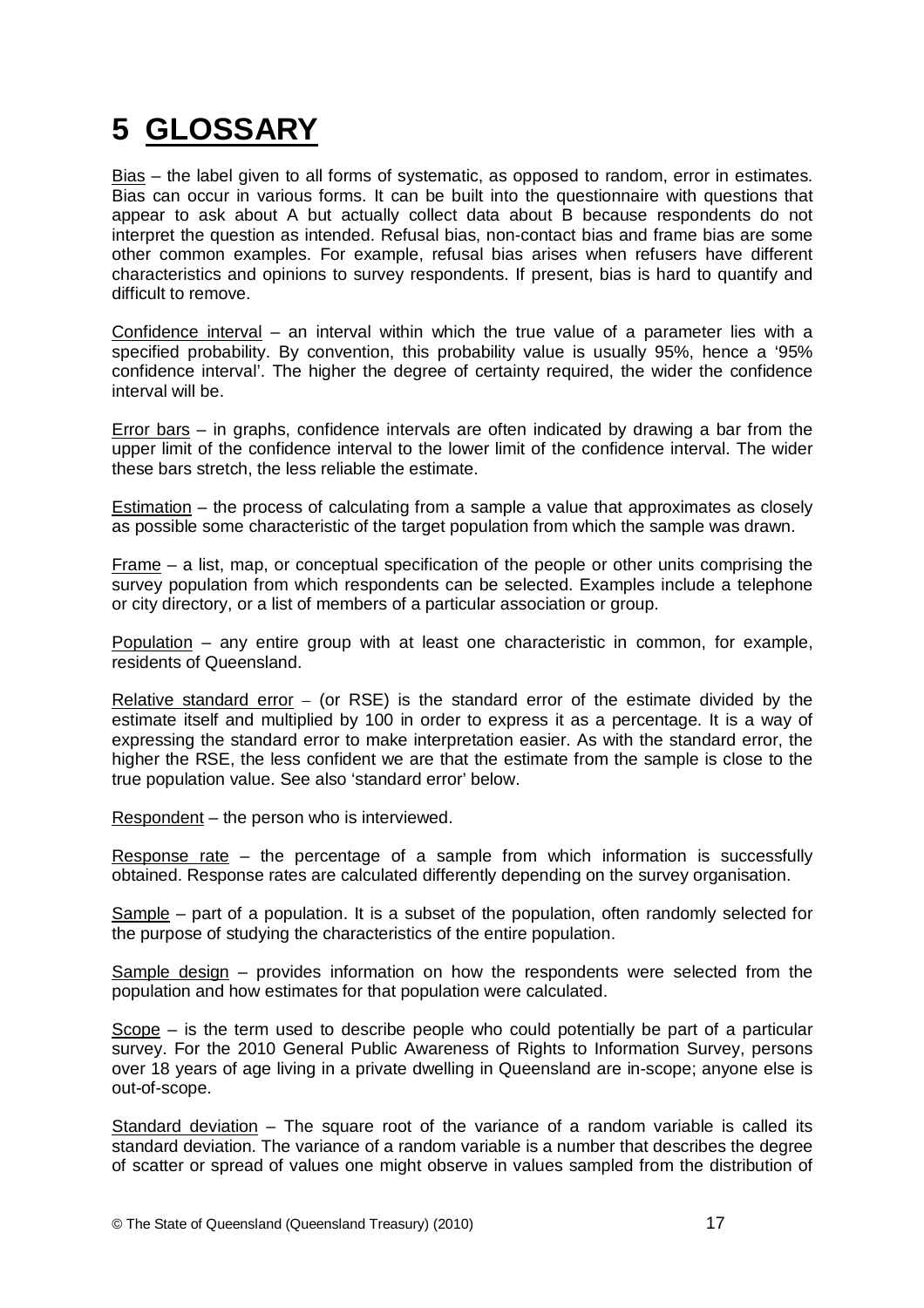# 5 GLOSSARY

Bias – the label given to all forms of systematic, as opposed to random, error in estimates. Bias can occur in various forms. It can be built into the questionnaire with questions that appear to ask about A but actually collect data about B because respondents do not interpret the question as intended. Refusal bias, non-contact bias and frame bias are some other common examples. For example, refusal bias arises when refusers have different characteristics and opinions to survey respondents. If present, bias is hard to quantify and difficult to remove.

Confidence interval – an interval within which the true value of a parameter lies with a specified probability. By convention, this probability value is usually 95%, hence a '95% confidence interval'. The higher the degree of certainty required, the wider the confidence interval will be.

Error bars – in graphs, confidence intervals are often indicated by drawing a bar from the upper limit of the confidence interval to the lower limit of the confidence interval. The wider these bars stretch, the less reliable the estimate.

Estimation – the process of calculating from a sample a value that approximates as closely as possible some characteristic of the target population from which the sample was drawn.

Frame – a list, map, or conceptual specification of the people or other units comprising the survey population from which respondents can be selected. Examples include a telephone or city directory, or a list of members of a particular association or group.

Population – any entire group with at least one characteristic in common, for example, residents of Queensland.

Relative standard error – (or RSE) is the standard error of the estimate divided by the estimate itself and multiplied by 100 in order to express it as a percentage. It is a way of expressing the standard error to make interpretation easier. As with the standard error, the higher the RSE, the less confident we are that the estimate from the sample is close to the true population value. See also 'standard error' below.

Respondent – the person who is interviewed.

Response rate – the percentage of a sample from which information is successfully obtained. Response rates are calculated differently depending on the survey organisation.

Sample – part of a population. It is a subset of the population, often randomly selected for the purpose of studying the characteristics of the entire population.

Sample design – provides information on how the respondents were selected from the population and how estimates for that population were calculated.

Scope – is the term used to describe people who could potentially be part of a particular survey. For the 2010 General Public Awareness of Rights to Information Survey, persons over 18 years of age living in a private dwelling in Queensland are in-scope; anyone else is out-of-scope.

Standard deviation – The square root of the variance of a random variable is called its standard deviation. The variance of a random variable is a number that describes the degree of scatter or spread of values one might observe in values sampled from the distribution of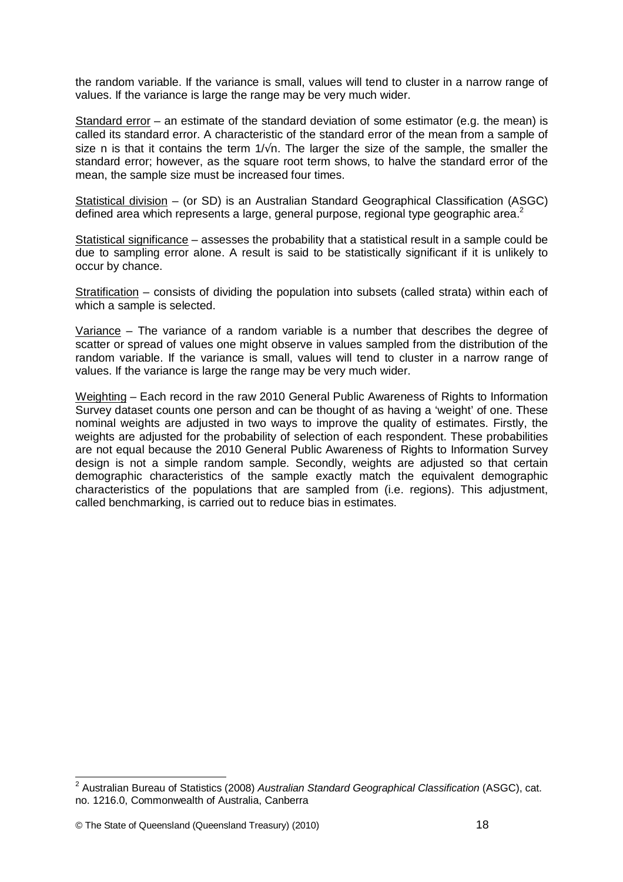the random variable. If the variance is small, values will tend to cluster in a narrow range of values. If the variance is large the range may be very much wider.

Standard error – an estimate of the standard deviation of some estimator (e.g. the mean) is called its standard error. A characteristic of the standard error of the mean from a sample of size n is that it contains the term $1/\sqrt{n}$. The larger the size of the sample, the smaller the standard error; however, as the square root term shows, to halve the standard error of the mean, the sample size must be increased four times.

Statistical division – (or SD) is an Australian Standard Geographical Classification (ASGC) defined area which represents a large, general purpose, regional type geographic area.[2]

Statistical significance – assesses the probability that a statistical result in a sample could be due to sampling error alone. A result is said to be statistically significant if it is unlikely to occur by chance.

Stratification – consists of dividing the population into subsets (called strata) within each of which a sample is selected.

Variance – The variance of a random variable is a number that describes the degree of scatter or spread of values one might observe in values sampled from the distribution of the random variable. If the variance is small, values will tend to cluster in a narrow range of values. If the variance is large the range may be very much wider.

Weighting – Each record in the raw 2010 General Public Awareness of Rights to Information Survey dataset counts one person and can be thought of as having a 'weight' of one. These nominal weights are adjusted in two ways to improve the quality of estimates. Firstly, the weights are adjusted for the probability of selection of each respondent. These probabilities are not equal because the 2010 General Public Awareness of Rights to Information Survey design is not a simple random sample. Secondly, weights are adjusted so that certain demographic characteristics of the sample exactly match the equivalent demographic characteristics of the populations that are sampled from (i.e. regions). This adjustment, called benchmarking, is carried out to reduce bias in estimates.

---

[2] Australian Bureau of Statistics (2008) *Australian Standard Geographical Classification* (ASGC), cat. no. 1216.0, Commonwealth of Australia, Canberra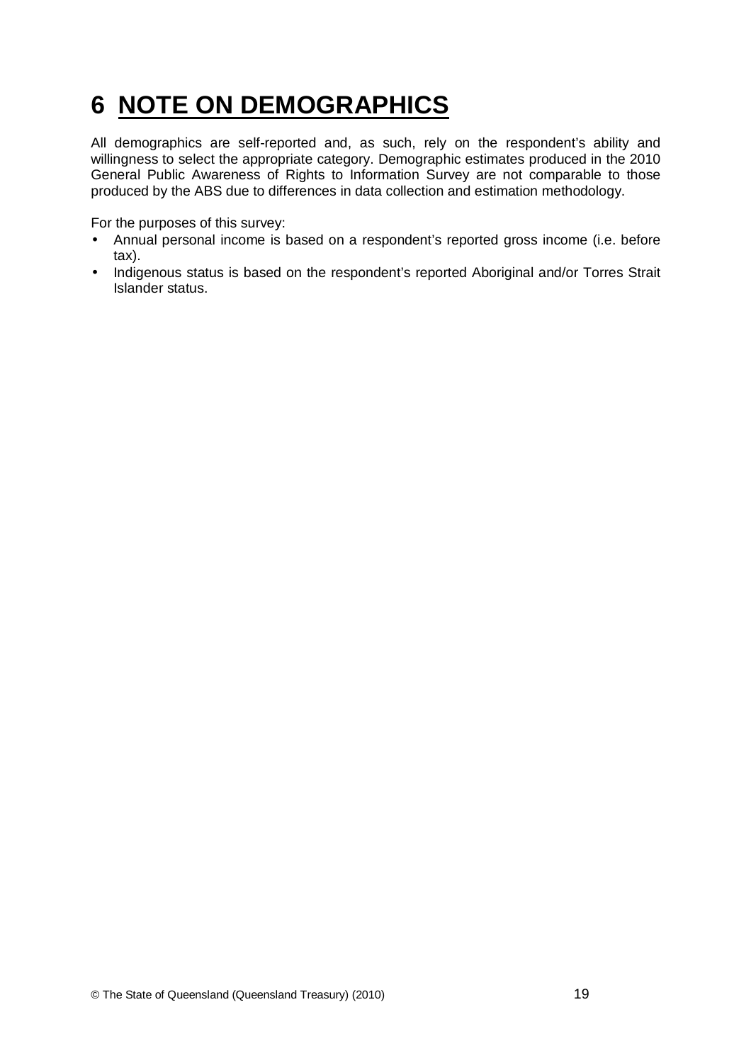# 6 NOTE ON DEMOGRAPHICS

All demographics are self-reported and, as such, rely on the respondent's ability and willingness to select the appropriate category. Demographic estimates produced in the 2010 General Public Awareness of Rights to Information Survey are not comparable to those produced by the ABS due to differences in data collection and estimation methodology.

For the purposes of this survey:

- Annual personal income is based on a respondent's reported gross income (i.e. before tax).
- Indigenous status is based on the respondent's reported Aboriginal and/or Torres Strait Islander status.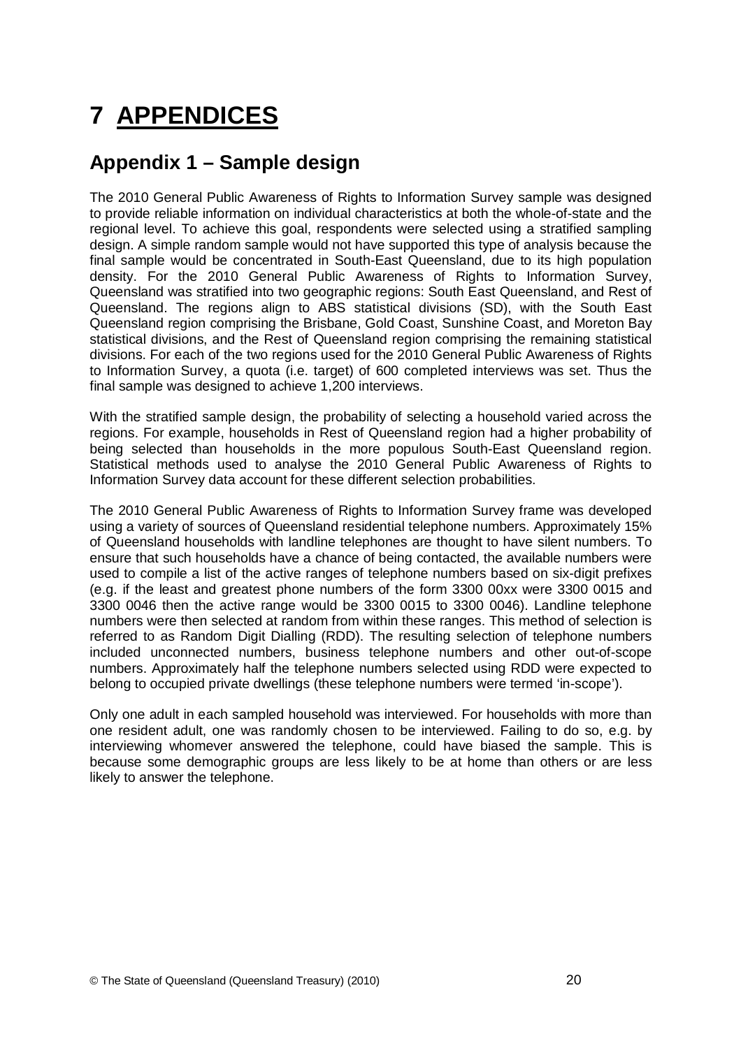# 7 APPENDICES

## Appendix 1 – Sample design

The 2010 General Public Awareness of Rights to Information Survey sample was designed to provide reliable information on individual characteristics at both the whole-of-state and the regional level. To achieve this goal, respondents were selected using a stratified sampling design. A simple random sample would not have supported this type of analysis because the final sample would be concentrated in South-East Queensland, due to its high population density. For the 2010 General Public Awareness of Rights to Information Survey, Queensland was stratified into two geographic regions: South East Queensland, and Rest of Queensland. The regions align to ABS statistical divisions (SD), with the South East Queensland region comprising the Brisbane, Gold Coast, Sunshine Coast, and Moreton Bay statistical divisions, and the Rest of Queensland region comprising the remaining statistical divisions. For each of the two regions used for the 2010 General Public Awareness of Rights to Information Survey, a quota (i.e. target) of 600 completed interviews was set. Thus the final sample was designed to achieve 1,200 interviews.

With the stratified sample design, the probability of selecting a household varied across the regions. For example, households in Rest of Queensland region had a higher probability of being selected than households in the more populous South-East Queensland region. Statistical methods used to analyse the 2010 General Public Awareness of Rights to Information Survey data account for these different selection probabilities.

The 2010 General Public Awareness of Rights to Information Survey frame was developed using a variety of sources of Queensland residential telephone numbers. Approximately 15% of Queensland households with landline telephones are thought to have silent numbers. To ensure that such households have a chance of being contacted, the available numbers were used to compile a list of the active ranges of telephone numbers based on six-digit prefixes (e.g. if the least and greatest phone numbers of the form 3300 00xx were 3300 0015 and 3300 0046 then the active range would be 3300 0015 to 3300 0046). Landline telephone numbers were then selected at random from within these ranges. This method of selection is referred to as Random Digit Dialling (RDD). The resulting selection of telephone numbers included unconnected numbers, business telephone numbers and other out-of-scope numbers. Approximately half the telephone numbers selected using RDD were expected to belong to occupied private dwellings (these telephone numbers were termed 'in-scope').

Only one adult in each sampled household was interviewed. For households with more than one resident adult, one was randomly chosen to be interviewed. Failing to do so, e.g. by interviewing whomever answered the telephone, could have biased the sample. This is because some demographic groups are less likely to be at home than others or are less likely to answer the telephone.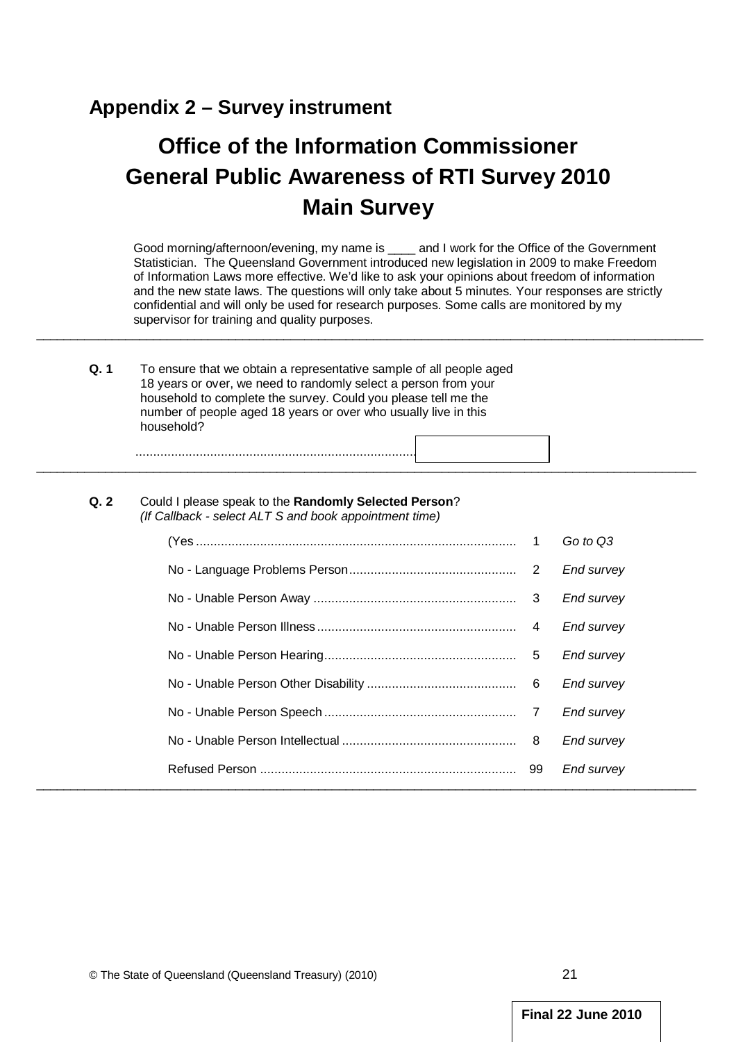## Appendix 2 – Survey instrument

# Office of the Information Commissioner General Public Awareness of RTI Survey 2010 Main Survey

Good morning/afternoon/evening, my name is ____ and I work for the Office of the Government Statistician. The Queensland Government introduced new legislation in 2009 to make Freedom of Information Laws more effective. We'd like to ask your opinions about freedom of information and the new state laws. The questions will only take about 5 minutes. Your responses are strictly confidential and will only be used for research purposes. Some calls are monitored by my supervisor for training and quality purposes.

---

**Q. 1** To ensure that we obtain a representative sample of all people aged 18 years or over, we need to randomly select a person from your household to complete the survey. Could you please tell me the number of people aged 18 years or over who usually live in this household?

.............................................................................. [ ]

---

**Q. 2** Could I please speak to the **Randomly Selected Person**?
*(If Callback - select ALT S and book appointment time)*

| | | |
|---|---|---|
| (Yes | 1 | *Go to Q3* |
| No - Language Problems Person | 2 | *End survey* |
| No - Unable Person Away | 3 | *End survey* |
| No - Unable Person Illness | 4 | *End survey* |
| No - Unable Person Hearing | 5 | *End survey* |
| No - Unable Person Other Disability | 6 | *End survey* |
| No - Unable Person Speech | 7 | *End survey* |
| No - Unable Person Intellectual | 8 | *End survey* |
| Refused Person | 99 | *End survey* |

---

© The State of Queensland (Queensland Treasury) (2010)

**Final 22 June 2010**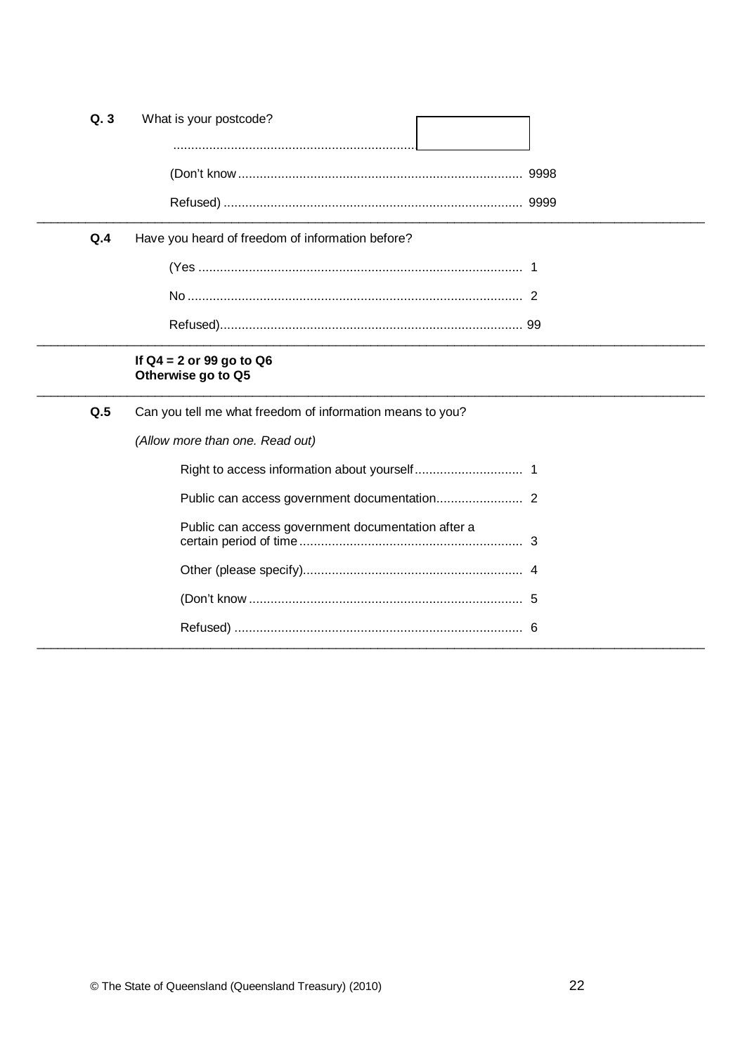**Q. 3** What is your postcode?

.................................................................. [ ]

(Don't know ............................................................................ 9998

Refused) ................................................................................ 9999

---

**Q.4** Have you heard of freedom of information before?

(Yes ........................................................................................ 1

No ........................................................................................... 2

Refused)................................................................................. 99

---

**If Q4 = 2 or 99 go to Q6**
**Otherwise go to Q5**

---

**Q.5** Can you tell me what freedom of information means to you?

*(Allow more than one. Read out)*

Right to access information about yourself ............................. 1

Public can access government documentation........................ 2

Public can access government documentation after a certain period of time ............................................................. 3

Other (please specify)............................................................ 4

(Don't know ........................................................................... 5

Refused) ............................................................................... 6

---

© The State of Queensland (Queensland Treasury) (2010)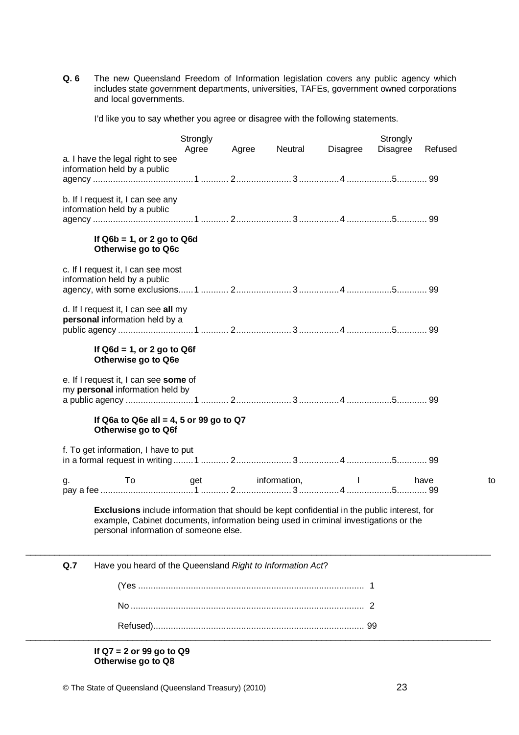**Q. 6** The new Queensland Freedom of Information legislation covers any public agency which includes state government departments, universities, TAFEs, government owned corporations and local governments.

I'd like you to say whether you agree or disagree with the following statements.

| | Strongly Agree | Agree | Neutral | Disagree | Strongly Disagree | Refused |
|---|---|---|---|---|---|---|
| a. I have the legal right to see information held by a public agency | 1 | 2 | 3 | 4 | 5 | 99 |
| b. If I request it, I can see any information held by a public agency | 1 | 2 | 3 | 4 | 5 | 99 |

**If Q6b = 1, or 2 go to Q6d**
**Otherwise go to Q6c**

| | Strongly Agree | Agree | Neutral | Disagree | Strongly Disagree | Refused |
|---|---|---|---|---|---|---|
| c. If I request it, I can see most information held by a public agency, with some exclusions | 1 | 2 | 3 | 4 | 5 | 99 |
| d. If I request it, I can see **all** my **personal** information held by a public agency | 1 | 2 | 3 | 4 | 5 | 99 |

**If Q6d = 1, or 2 go to Q6f**
**Otherwise go to Q6e**

| | Strongly Agree | Agree | Neutral | Disagree | Strongly Disagree | Refused |
|---|---|---|---|---|---|---|
| e. If I request it, I can see **some** of my **personal** information held by a public agency | 1 | 2 | 3 | 4 | 5 | 99 |

**If Q6a to Q6e all = 4, 5 or 99 go to Q7**
**Otherwise go to Q6f**

| | Strongly Agree | Agree | Neutral | Disagree | Strongly Disagree | Refused |
|---|---|---|---|---|---|---|
| f. To get information, I have to put in a formal request in writing | 1 | 2 | 3 | 4 | 5 | 99 |
| g. To get information, I have to pay a fee | 1 | 2 | 3 | 4 | 5 | 99 |

**Exclusions** include information that should be kept confidential in the public interest, for example, Cabinet documents, information being used in criminal investigations or the personal information of someone else.

---

**Q.7** Have you heard of the Queensland *Right to Information Act*?

(Yes ........................................................................................ 1

No ............................................................................................ 2

Refused)................................................................................... 99

---

**If Q7 = 2 or 99 go to Q9**
**Otherwise go to Q8**

© The State of Queensland (Queensland Treasury) (2010)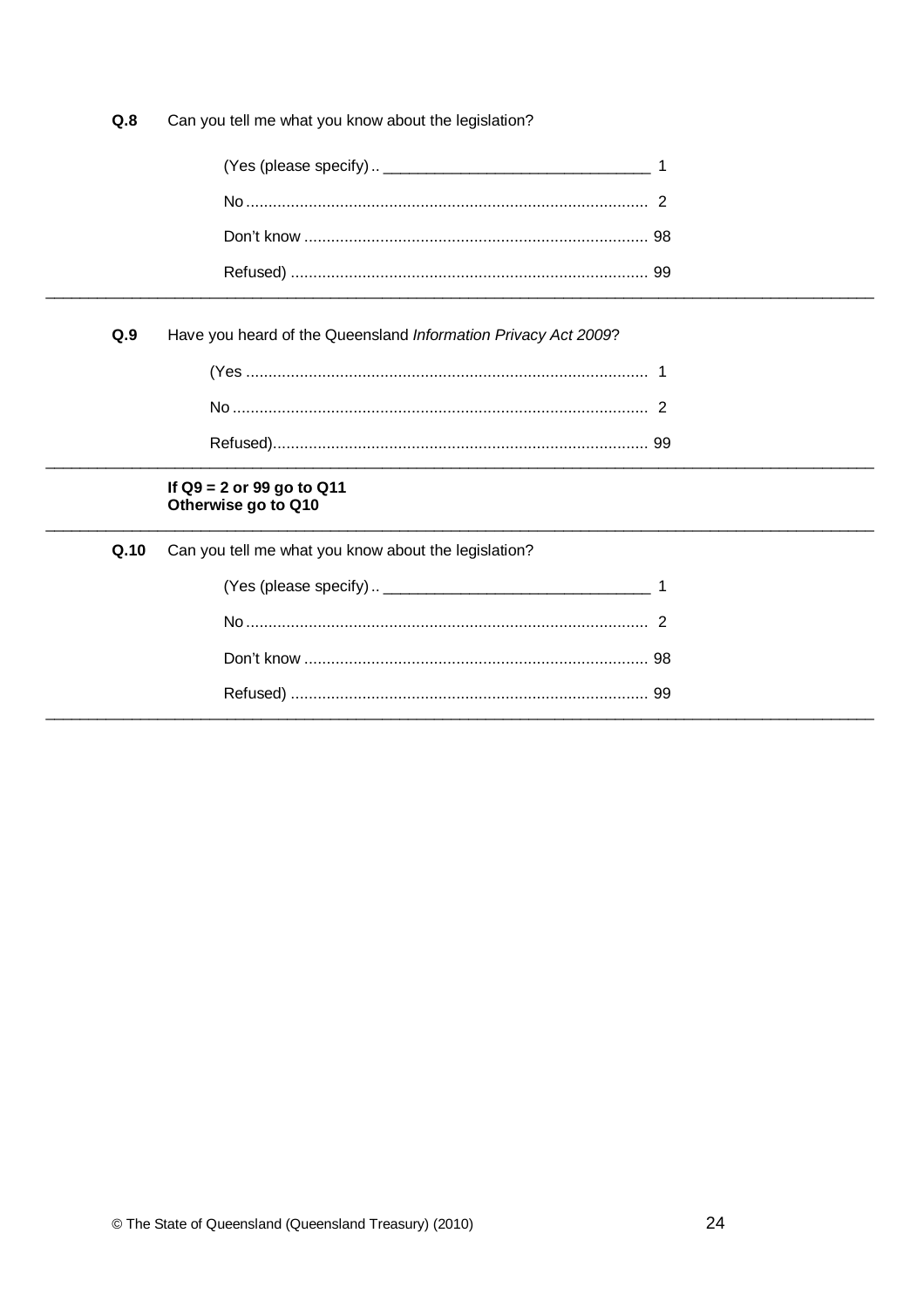**Q.8** Can you tell me what you know about the legislation?

(Yes (please specify) .. ______________________________ 1

No ........................................................................................ 2

Don't know ........................................................................... 98

Refused) .............................................................................. 99

---

**Q.9** Have you heard of the Queensland *Information Privacy Act 2009*?

(Yes ........................................................................................ 1

No ........................................................................................... 2

Refused).................................................................................. 99

---

**If Q9 = 2 or 99 go to Q11**
**Otherwise go to Q10**

---

**Q.10** Can you tell me what you know about the legislation?

(Yes (please specify) .. ______________________________ 1

No ........................................................................................ 2

Don't know ........................................................................... 98

Refused) .............................................................................. 99

---

© The State of Queensland (Queensland Treasury) (2010)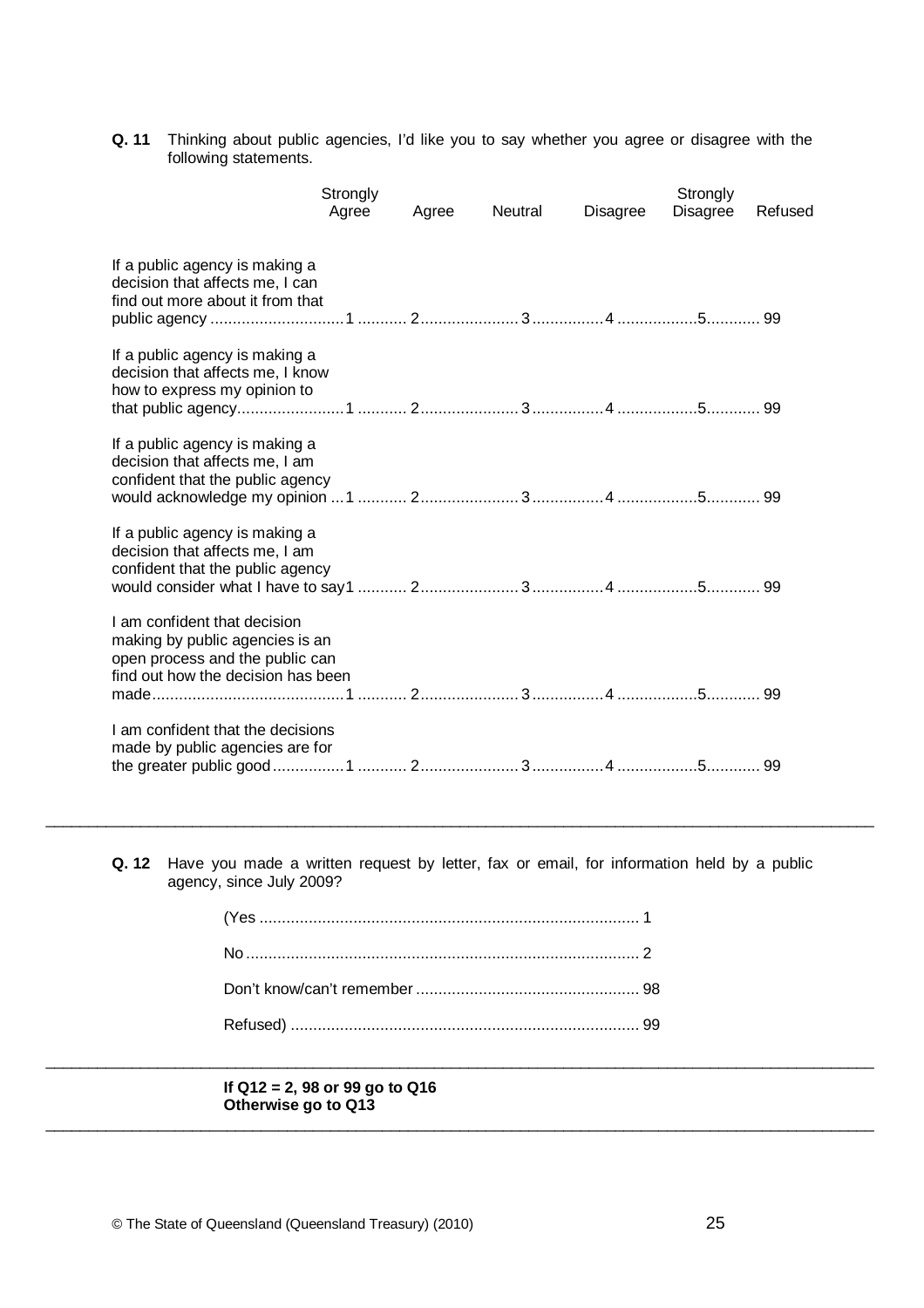**Q. 11** Thinking about public agencies, I'd like you to say whether you agree or disagree with the following statements.

| | Strongly Agree | Agree | Neutral | Disagree | Strongly Disagree | Refused |
|---|---|---|---|---|---|---|
| If a public agency is making a decision that affects me, I can find out more about it from that public agency | 1 | 2 | 3 | 4 | 5 | 99 |
| If a public agency is making a decision that affects me, I know how to express my opinion to that public agency | 1 | 2 | 3 | 4 | 5 | 99 |
| If a public agency is making a decision that affects me, I am confident that the public agency would acknowledge my opinion | 1 | 2 | 3 | 4 | 5 | 99 |
| If a public agency is making a decision that affects me, I am confident that the public agency would consider what I have to say | 1 | 2 | 3 | 4 | 5 | 99 |
| I am confident that decision making by public agencies is an open process and the public can find out how the decision has been made | 1 | 2 | 3 | 4 | 5 | 99 |
| I am confident that the decisions made by public agencies are for the greater public good | 1 | 2 | 3 | 4 | 5 | 99 |

---

**Q. 12** Have you made a written request by letter, fax or email, for information held by a public agency, since July 2009?

(Yes .......... 1

No .......... 2

Don't know/can't remember .......... 98

Refused) .......... 99

---

**If Q12 = 2, 98 or 99 go to Q16**
**Otherwise go to Q13**

---

© The State of Queensland (Queensland Treasury) (2010)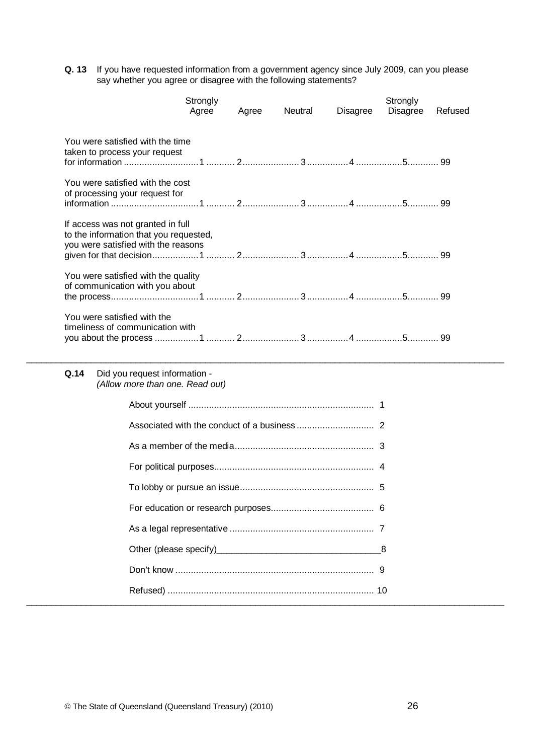**Q. 13** If you have requested information from a government agency since July 2009, can you please say whether you agree or disagree with the following statements?

| | Strongly Agree | Agree | Neutral | Disagree | Strongly Disagree | Refused |
|---|---|---|---|---|---|---|
| You were satisfied with the time taken to process your request for information | 1 | 2 | 3 | 4 | 5 | 99 |
| You were satisfied with the cost of processing your request for information | 1 | 2 | 3 | 4 | 5 | 99 |
| If access was not granted in full to the information that you requested, you were satisfied with the reasons given for that decision | 1 | 2 | 3 | 4 | 5 | 99 |
| You were satisfied with the quality of communication with you about the process | 1 | 2 | 3 | 4 | 5 | 99 |
| You were satisfied with the timeliness of communication with you about the process | 1 | 2 | 3 | 4 | 5 | 99 |

---

**Q.14** Did you request information -
*(Allow more than one. Read out)*

| | |
|---|---|
| About yourself | 1 |
| Associated with the conduct of a business | 2 |
| As a member of the media | 3 |
| For political purposes | 4 |
| To lobby or pursue an issue | 5 |
| For education or research purposes | 6 |
| As a legal representative | 7 |
| Other (please specify)________________________________ | 8 |
| Don't know | 9 |
| Refused) | 10 |

---

© The State of Queensland (Queensland Treasury) (2010)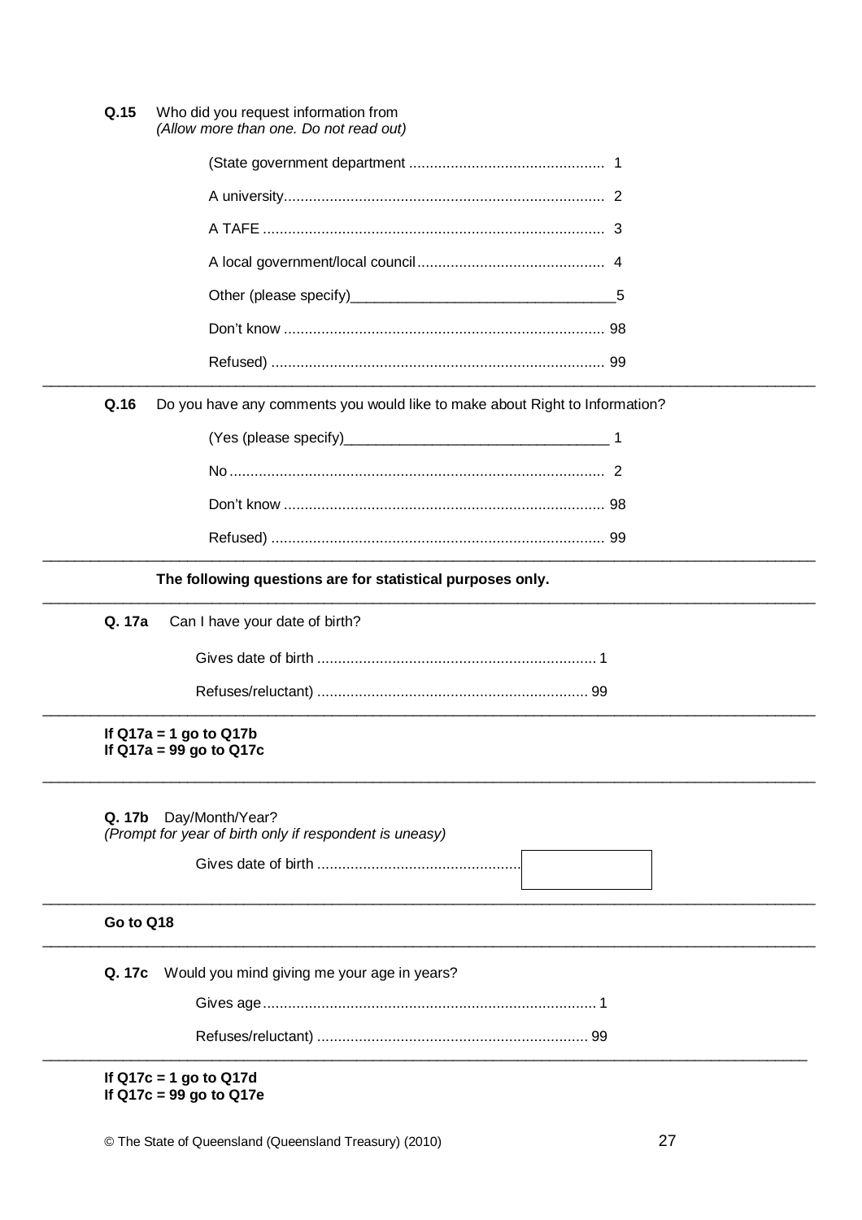**Q.15** Who did you request information from
*(Allow more than one. Do not read out)*

(State government department ............................................... 1

A university............................................................................ 2

A TAFE ................................................................................. 3

A local government/local council............................................. 4

Other (please specify)_________________________________5

Don't know ............................................................................ 98

Refused) ............................................................................... 99

---

**Q.16** Do you have any comments you would like to make about Right to Information?

(Yes (please specify)_________________________________ 1

No ......................................................................................... 2

Don't know ............................................................................ 98

Refused) ............................................................................... 99

---

**The following questions are for statistical purposes only.**

---

**Q. 17a** Can I have your date of birth?

Gives date of birth .................................................................. 1

Refuses/reluctant) ................................................................ 99

---

**If Q17a = 1 go to Q17b**
**If Q17a = 99 go to Q17c**

---

**Q. 17b** Day/Month/Year?
*(Prompt for year of birth only if respondent is uneasy)*

Gives date of birth ................................................ [ ]

---

**Go to Q18**

---

**Q. 17c** Would you mind giving me your age in years?

Gives age............................................................................... 1

Refuses/reluctant) ................................................................ 99

---

**If Q17c = 1 go to Q17d**
**If Q17c = 99 go to Q17e**

© The State of Queensland (Queensland Treasury) (2010)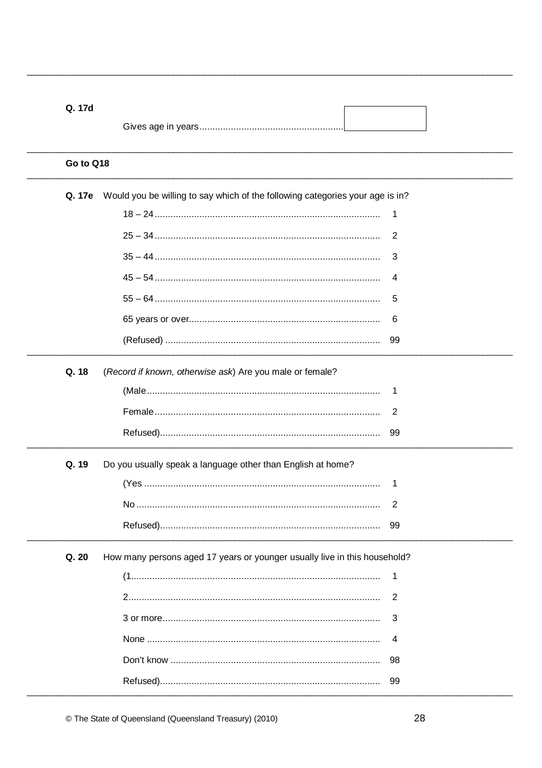**Q. 17d**

Gives age in years........................................................ [ ]

**Go to Q18**

**Q. 17e** Would you be willing to say which of the following categories your age is in?

| | |
|---|---|
| 18 – 24 | 1 |
| 25 – 34 | 2 |
| 35 – 44 | 3 |
| 45 – 54 | 4 |
| 55 – 64 | 5 |
| 65 years or over | 6 |
| (Refused) | 99 |

**Q. 18** (*Record if known, otherwise ask*) Are you male or female?

| | |
|---|---|
| (Male | 1 |
| Female | 2 |
| Refused) | 99 |

**Q. 19** Do you usually speak a language other than English at home?

| | |
|---|---|
| (Yes | 1 |
| No | 2 |
| Refused) | 99 |

**Q. 20** How many persons aged 17 years or younger usually live in this household?

| | |
|---|---|
| (1 | 1 |
| 2 | 2 |
| 3 or more | 3 |
| None | 4 |
| Don't know | 98 |
| Refused) | 99 |

© The State of Queensland (Queensland Treasury) (2010)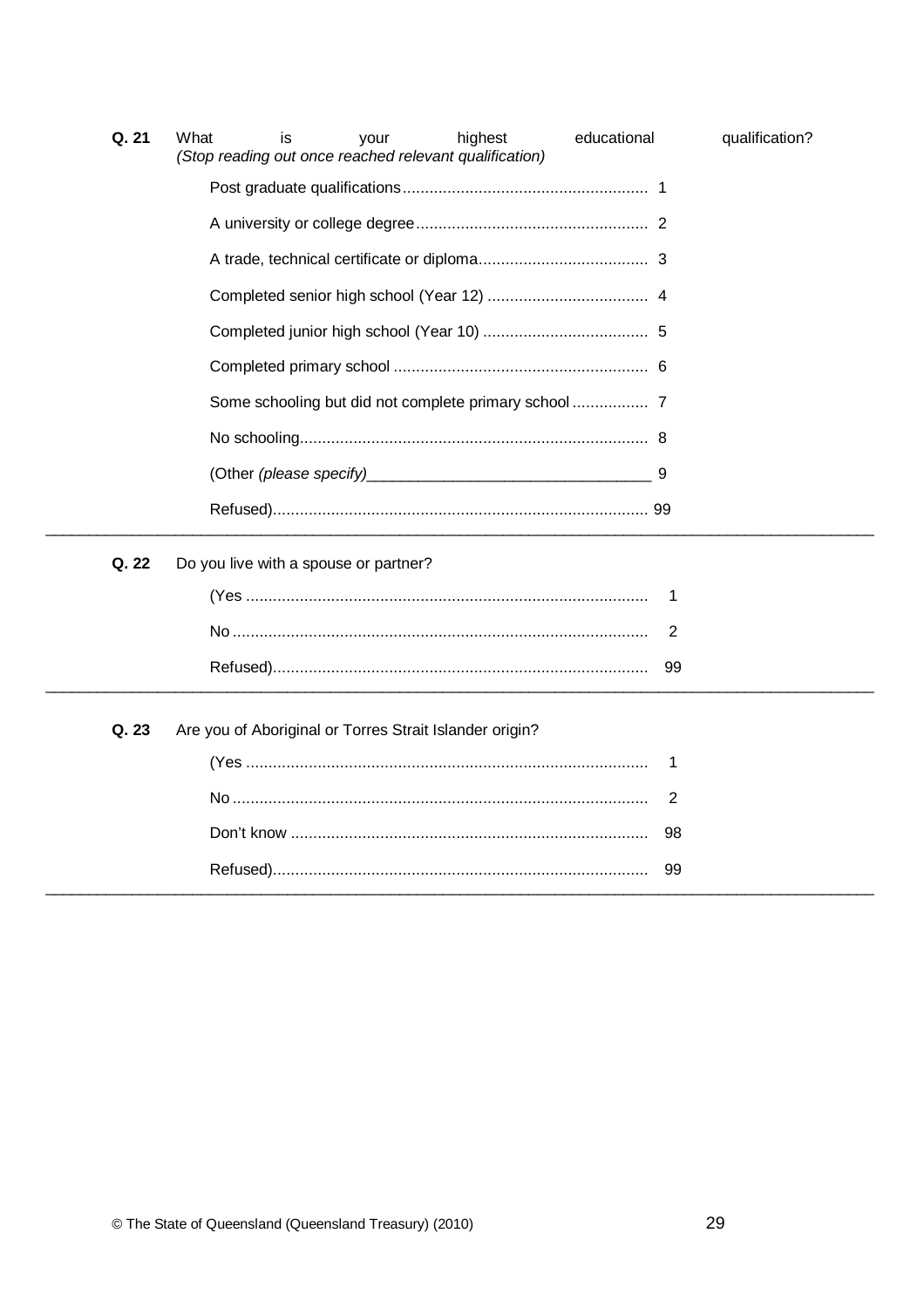**Q. 21** What is your highest educational qualification?
*(Stop reading out once reached relevant qualification)*

Post graduate qualifications....................................................... 1

A university or college degree.................................................... 2

A trade, technical certificate or diploma...................................... 3

Completed senior high school (Year 12) .................................... 4

Completed junior high school (Year 10) ..................................... 5

Completed primary school ......................................................... 6

Some schooling but did not complete primary school ................. 7

No schooling............................................................................. 8

(Other *(please specify)*_________________________________ 9

Refused).................................................................................... 99

---

**Q. 22** Do you live with a spouse or partner?

(Yes ......................................................................................... 1

No ............................................................................................ 2

Refused).................................................................................... 99

---

**Q. 23** Are you of Aboriginal or Torres Strait Islander origin?

(Yes ......................................................................................... 1

No ............................................................................................ 2

Don't know ............................................................................... 98

Refused).................................................................................... 99

---

© The State of Queensland (Queensland Treasury) (2010)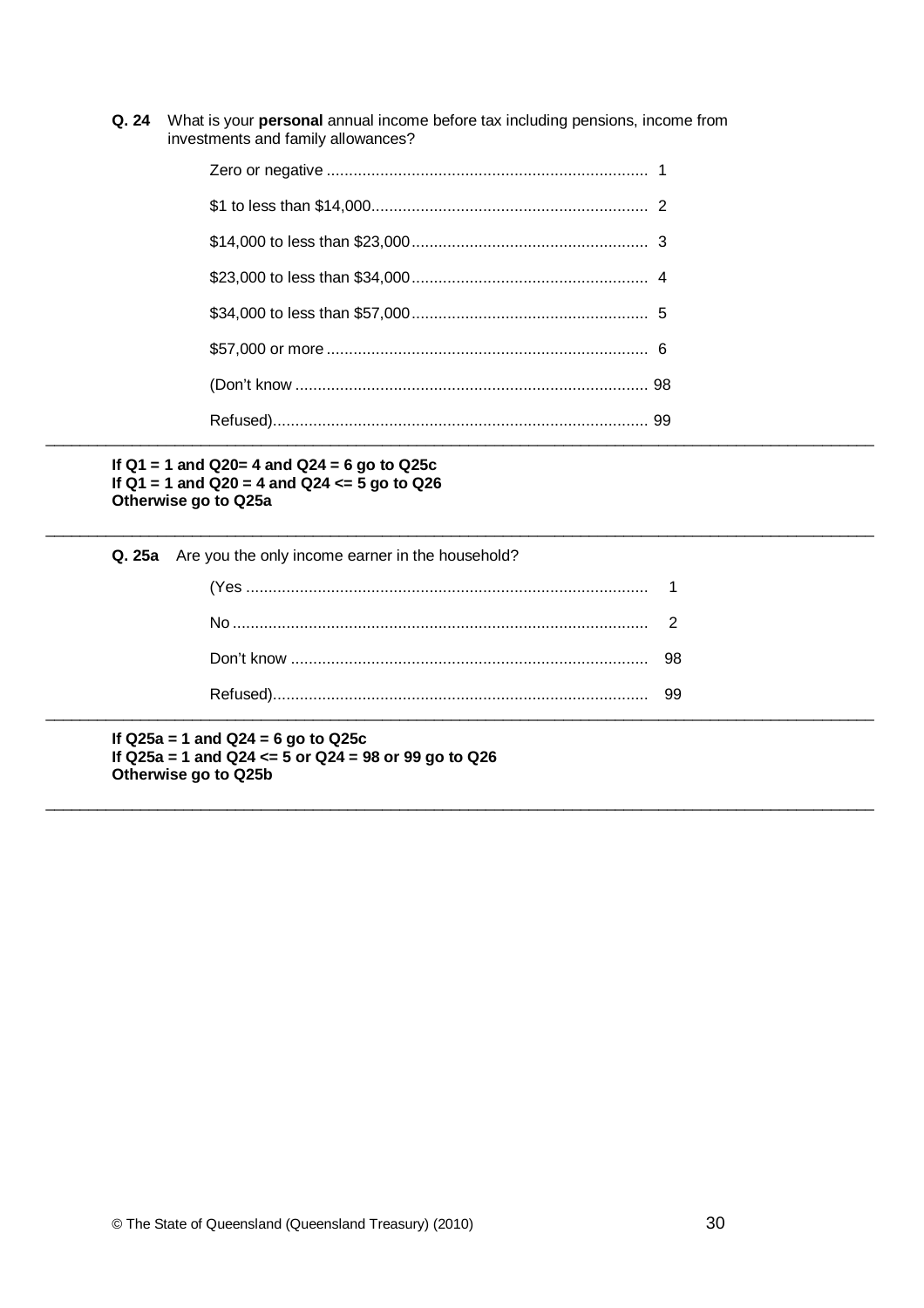**Q. 24** What is your **personal** annual income before tax including pensions, income from investments and family allowances?

| | |
|---|---|
| Zero or negative | 1 |
| $1 to less than $14,000 | 2 |
| $14,000 to less than $23,000 | 3 |
| $23,000 to less than $34,000 | 4 |
| $34,000 to less than $57,000 | 5 |
| $57,000 or more | 6 |
| (Don't know | 98 |
| Refused) | 99 |

---

**If Q1 = 1 and Q20= 4 and Q24 = 6 go to Q25c**
**If Q1 = 1 and Q20 = 4 and Q24 <= 5 go to Q26**
**Otherwise go to Q25a**

---

**Q. 25a** Are you the only income earner in the household?

| | |
|---|---|
| (Yes | 1 |
| No | 2 |
| Don't know | 98 |
| Refused) | 99 |

---

**If Q25a = 1 and Q24 = 6 go to Q25c**
**If Q25a = 1 and Q24 <= 5 or Q24 = 98 or 99 go to Q26**
**Otherwise go to Q25b**

---

© The State of Queensland (Queensland Treasury) (2010)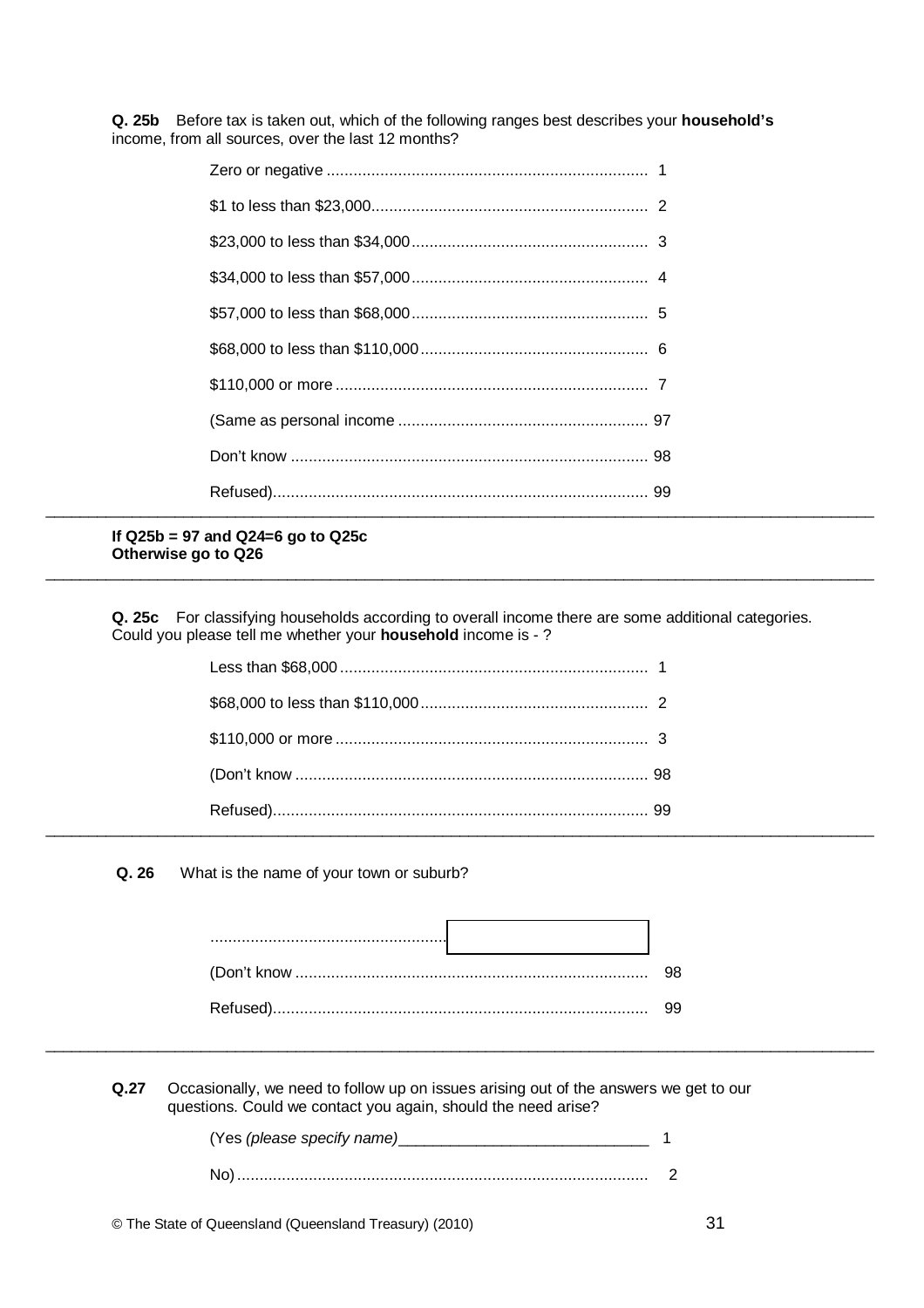**Q. 25b** Before tax is taken out, which of the following ranges best describes your **household's** income, from all sources, over the last 12 months?

| | |
|---|---|
| Zero or negative | 1 |
| $1 to less than $23,000 | 2 |
| $23,000 to less than $34,000 | 3 |
| $34,000 to less than $57,000 | 4 |
| $57,000 to less than $68,000 | 5 |
| $68,000 to less than $110,000 | 6 |
| $110,000 or more | 7 |
| (Same as personal income | 97 |
| Don't know | 98 |
| Refused) | 99 |

---

**If Q25b = 97 and Q24=6 go to Q25c**
**Otherwise go to Q26**

---

**Q. 25c** For classifying households according to overall income there are some additional categories. Could you please tell me whether your **household** income is - ?

| | |
|---|---|
| Less than $68,000 | 1 |
| $68,000 to less than $110,000 | 2 |
| $110,000 or more | 3 |
| (Don't know | 98 |
| Refused) | 99 |

---

**Q. 26** What is the name of your town or suburb?

| | |
|---|---|
| ........................................ [ ] | |
| (Don't know | 98 |
| Refused) | 99 |

---

**Q.27** Occasionally, we need to follow up on issues arising out of the answers we get to our questions. Could we contact you again, should the need arise?

| | |
|---|---|
| (Yes *(please specify name)*____________________________ | 1 |
| No) | 2 |

© The State of Queensland (Queensland Treasury) (2010)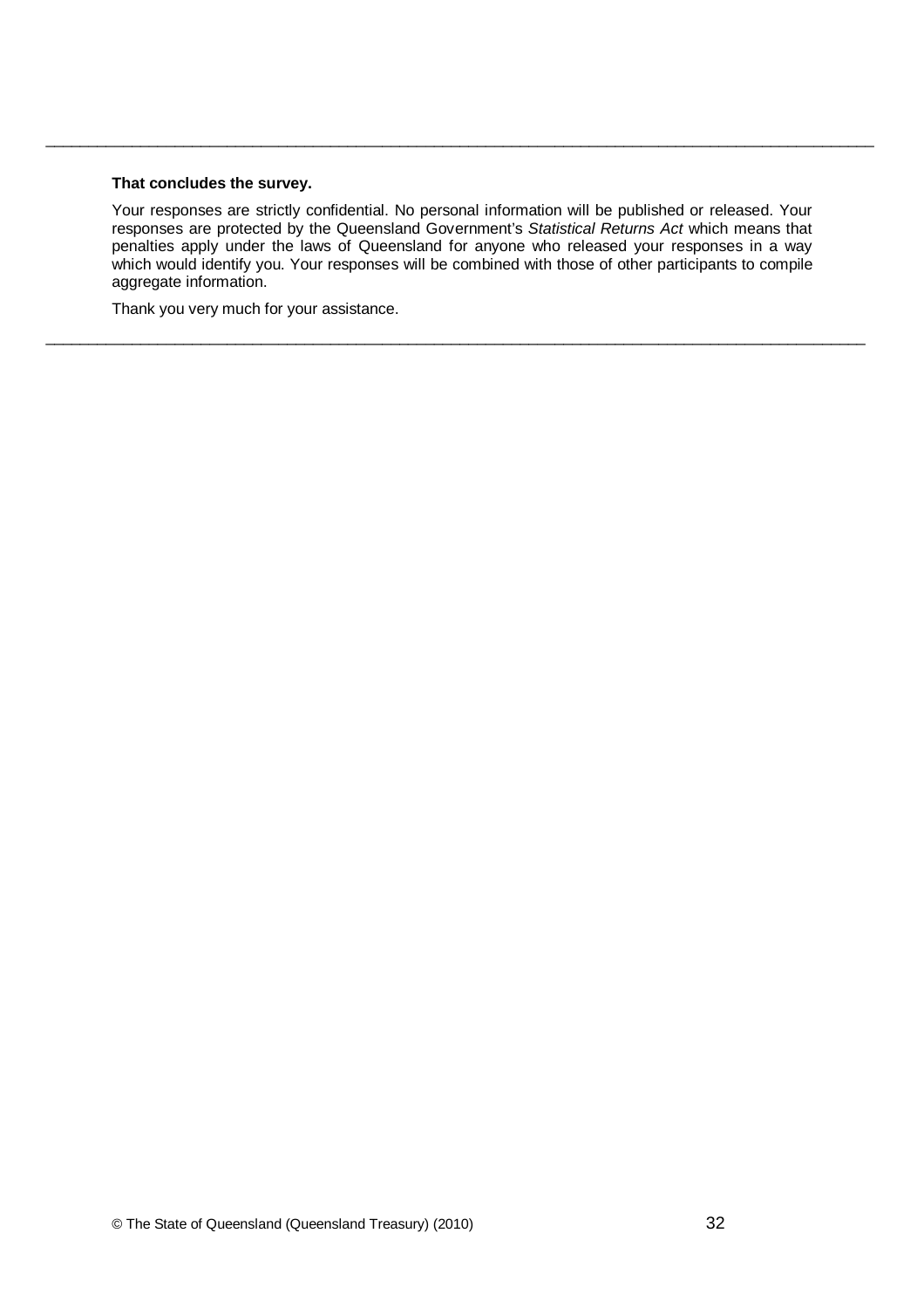---

**That concludes the survey.**

Your responses are strictly confidential. No personal information will be published or released. Your responses are protected by the Queensland Government's *Statistical Returns Act* which means that penalties apply under the laws of Queensland for anyone who released your responses in a way which would identify you. Your responses will be combined with those of other participants to compile aggregate information.

Thank you very much for your assistance.

---

© The State of Queensland (Queensland Treasury) (2010)